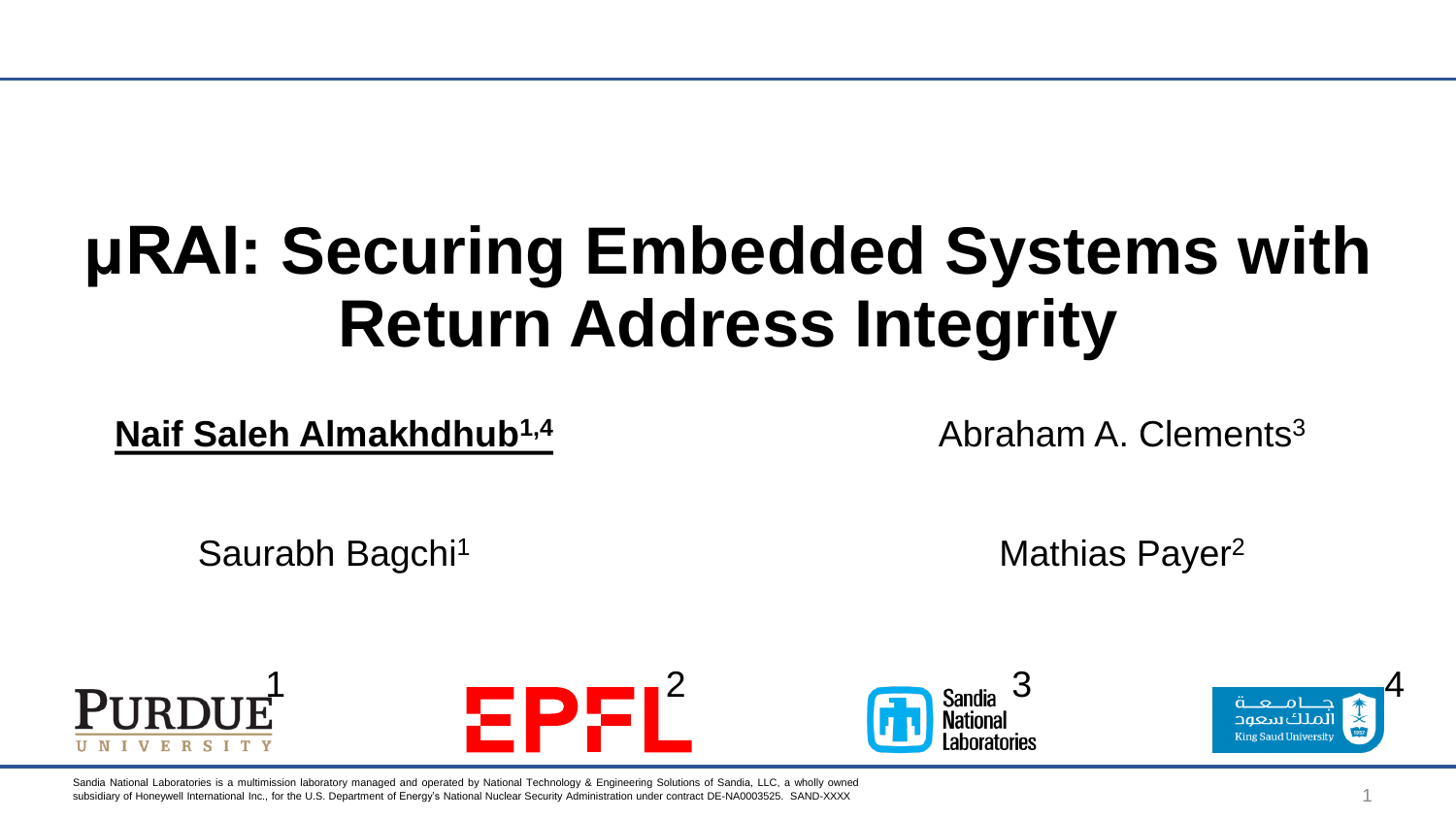# µRAI: Securing Embedded Systems with Return Address Integrity

**Naif Saleh Almakhdhub[1,4]**

Abraham A. Clements[3]

Saurabh Bagchi[1]

Mathias Payer[2]

PURDUE UNIVERSITY[1]

EPFL[2]

Sandia National Laboratories[3]

جامعة الملك سعود King Saud University[4]

Sandia National Laboratories is a multimission laboratory managed and operated by National Technology & Engineering Solutions of Sandia, LLC, a wholly owned subsidiary of Honeywell International Inc., for the U.S. Department of Energy's National Nuclear Security Administration under contract DE-NA0003525. SAND-XXXX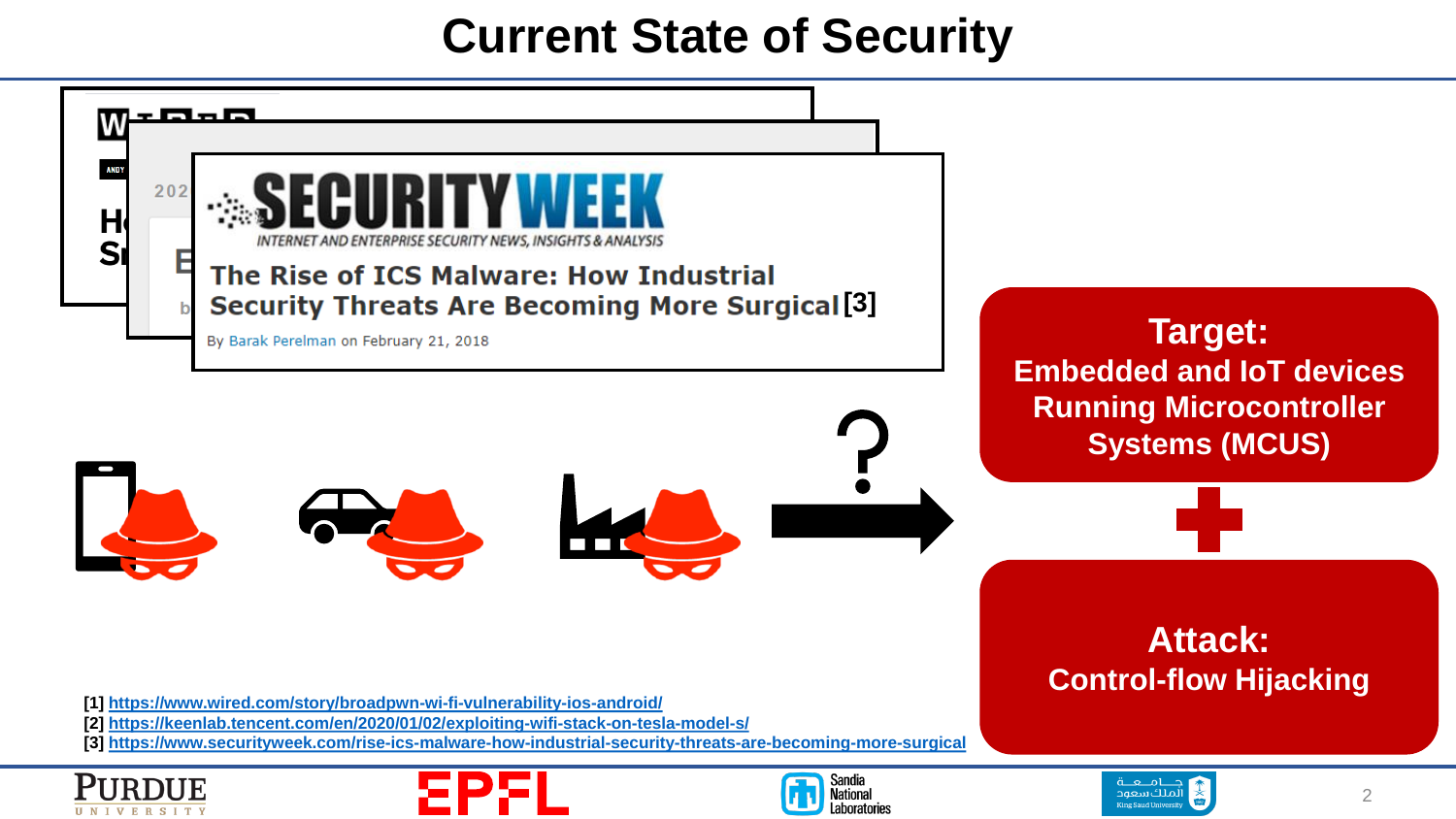# Current State of Security

**SECURITY WEEK**

*INTERNET AND ENTERPRISE SECURITY NEWS, INSIGHTS & ANALYSIS*

**The Rise of ICS Malware: How Industrial Security Threats Are Becoming More Surgical [3]**

By Barak Perelman on February 21, 2018

**Target:**
**Embedded and IoT devices Running Microcontroller Systems (MCUS)**

**+**

**Attack:**
**Control-flow Hijacking**

[1] https://www.wired.com/story/broadpwn-wi-fi-vulnerability-ios-android/
[2] https://keenlab.tencent.com/en/2020/01/02/exploiting-wifi-stack-on-tesla-model-s/
[3] https://www.securityweek.com/rise-ics-malware-how-industrial-security-threats-are-becoming-more-surgical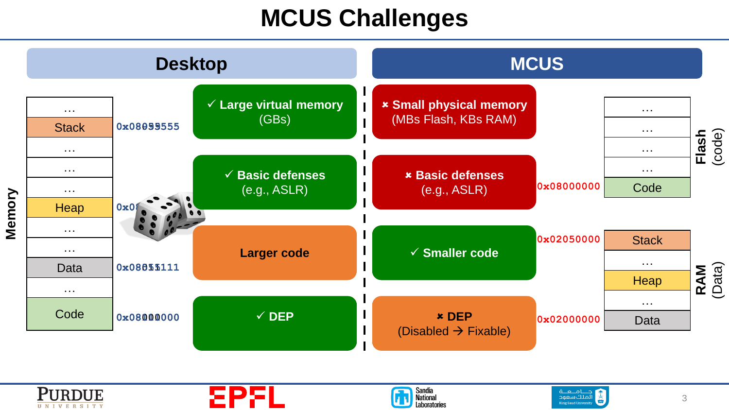# MCUS Challenges

| Desktop | MCUS |
| --- | --- |
| ✓ Large virtual memory (GBs) | ✗ Small physical memory (MBs Flash, KBs RAM) |
| ✓ Basic defenses (e.g., ASLR) | ✗ Basic defenses (e.g., ASLR) |
| Larger code | ✓ Smaller code |
| ✓ DEP | ✗ DEP (Disabled → Fixable) |

**Memory (Desktop):**

- …
- Stack — 0x08055555
- …
- …
- …
- Heap — 0x0…
- …
- …
- Data — 0x08055111
- …
- Code — 0x08000000

**MCUS:**

Flash (code):

- …
- …
- …
- …
- Code — 0x08000000

RAM (Data):

- Stack — 0x02050000
- …
- Heap
- …
- Data — 0x02000000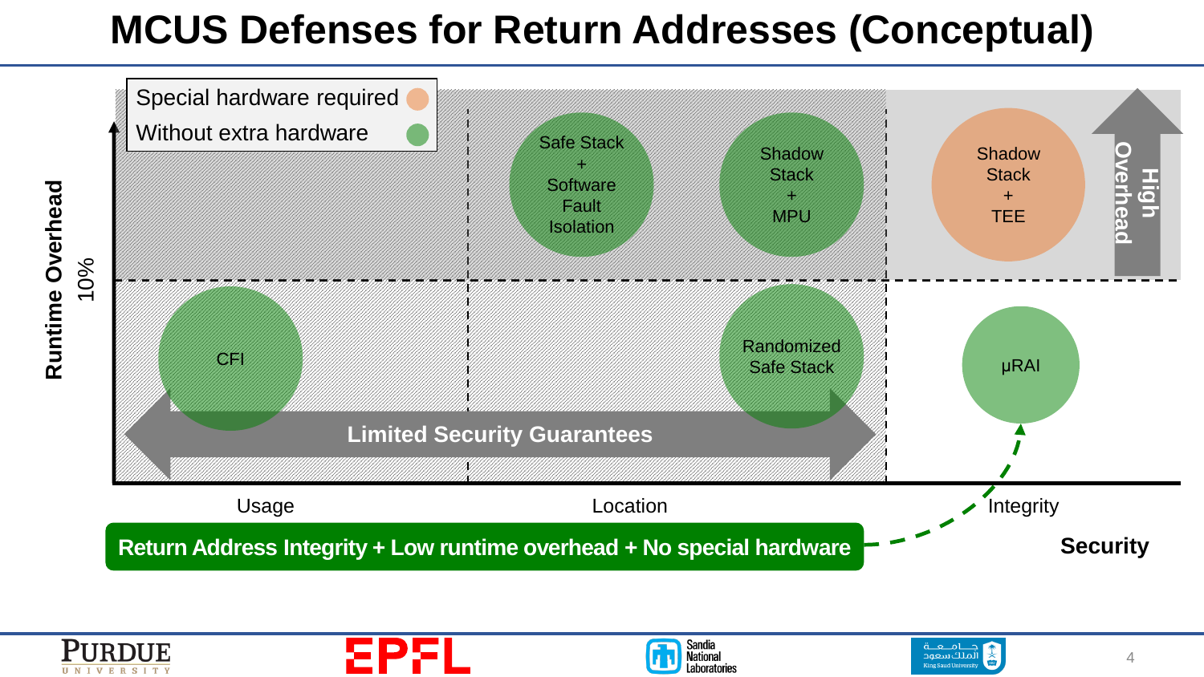# MCUS Defenses for Return Addresses (Conceptual)

Special hardware required

Without extra hardware

Runtime Overhead

10%

Safe Stack + Software Fault Isolation

Shadow Stack + MPU

Shadow Stack + TEE

High Overhead

CFI

Randomized Safe Stack

μRAI

Limited Security Guarantees

Usage

Location

Integrity

Security

**Return Address Integrity + Low runtime overhead + No special hardware**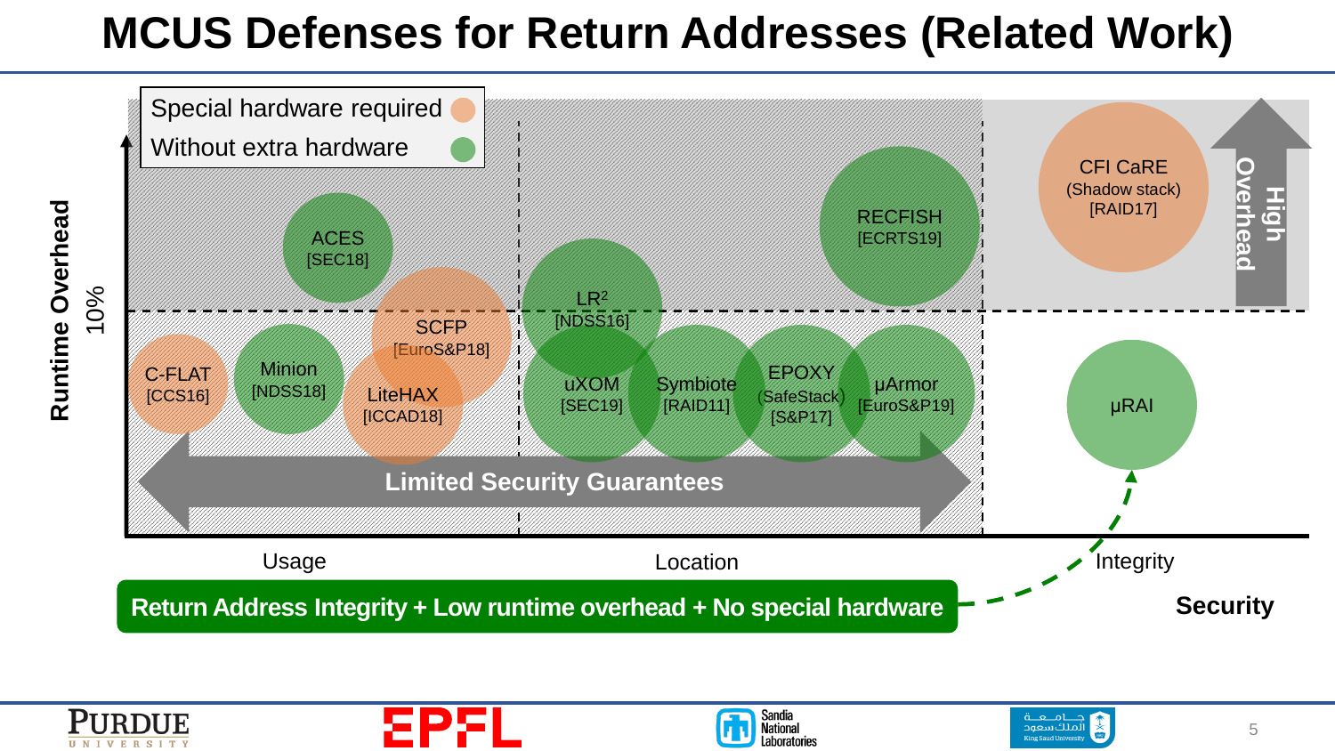# MCUS Defenses for Return Addresses (Related Work)

Special hardware required

Without extra hardware

Runtime Overhead

10%

ACES [SEC18]

SCFP [EuroS&P18]

C-FLAT [CCS16]

Minion [NDSS18]

LiteHAX [ICCAD18]

LR$^2$ [NDSS16]

uXOM [SEC19]

Symbiote [RAID11]

EPOXY (SafeStack) [S&P17]

μArmor [EuroS&P19]

RECFISH [ECRTS19]

CFI CaRE (Shadow stack) [RAID17]

High Overhead

μRAI

Limited Security Guarantees

Usage

Location

Integrity

Security

**Return Address Integrity + Low runtime overhead + No special hardware**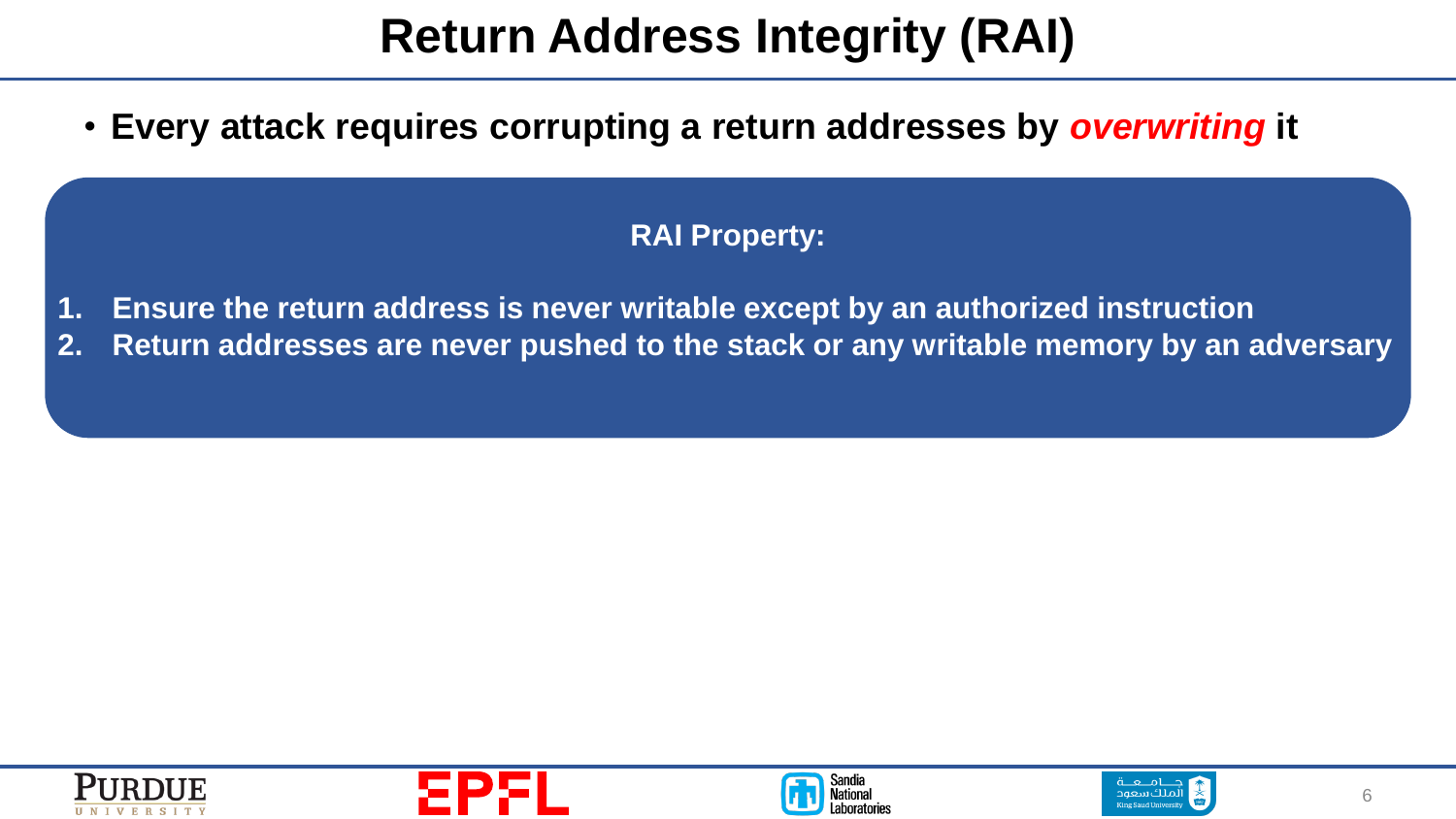# Return Address Integrity (RAI)

- **Every attack requires corrupting a return addresses by *overwriting* it**

**RAI Property:**

1. **Ensure the return address is never writable except by an authorized instruction**
2. **Return addresses are never pushed to the stack or any writable memory by an adversary**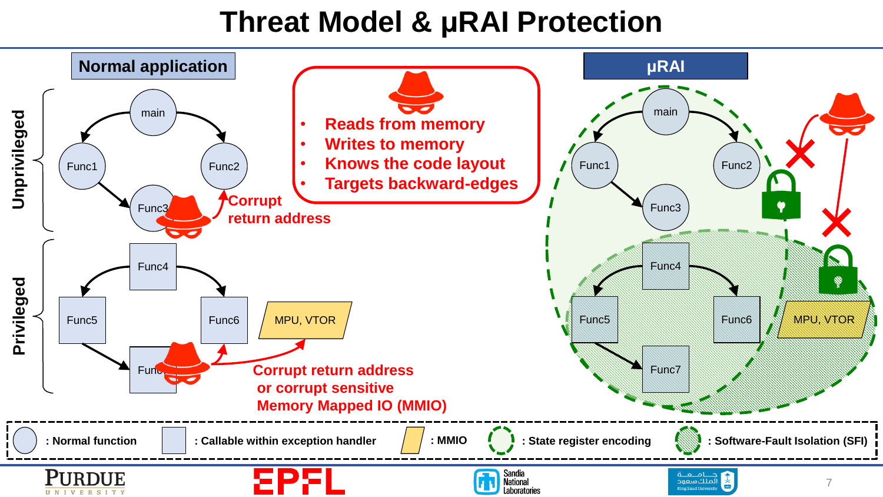# Threat Model & µRAI Protection

**Normal application**

Unprivileged

main → Func1, Func2; Func1 → Func3

Corrupt return address

Privileged

Func4 → Func5, Func6; Func5 → Func7

MPU, VTOR

Corrupt return address or corrupt sensitive Memory Mapped IO (MMIO)

- Reads from memory
- Writes to memory
- Knows the code layout
- Targets backward-edges

**µRAI**

main → Func1, Func2; Func1 → Func3

Func4 → Func5, Func6; Func5 → Func7

MPU, VTOR

: Normal function : Callable within exception handler : MMIO : State register encoding : Software-Fault Isolation (SFI)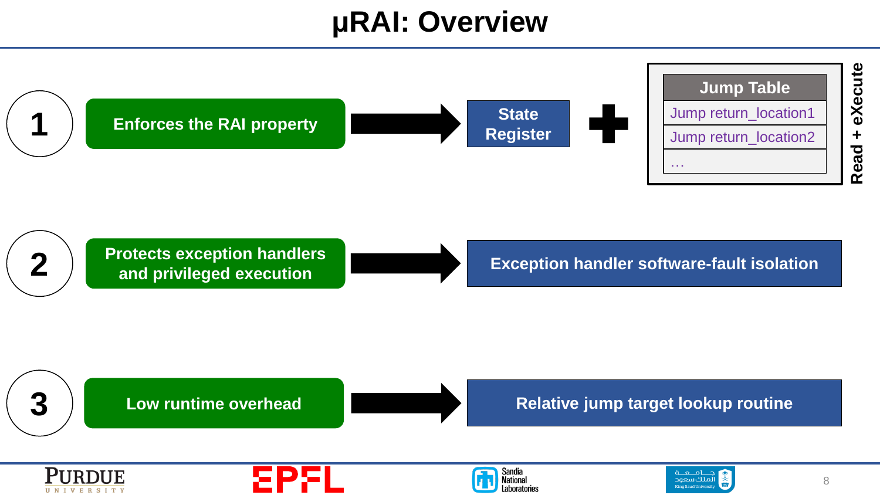# μRAI: Overview

1. **Enforces the RAI property** → **State Register** + **Jump Table** (Read + eXecute)

| Jump Table |
|---|
| Jump return_location1 |
| Jump return_location2 |
| … |

2. **Protects exception handlers and privileged execution** → **Exception handler software-fault isolation**

3. **Low runtime overhead** → **Relative jump target lookup routine**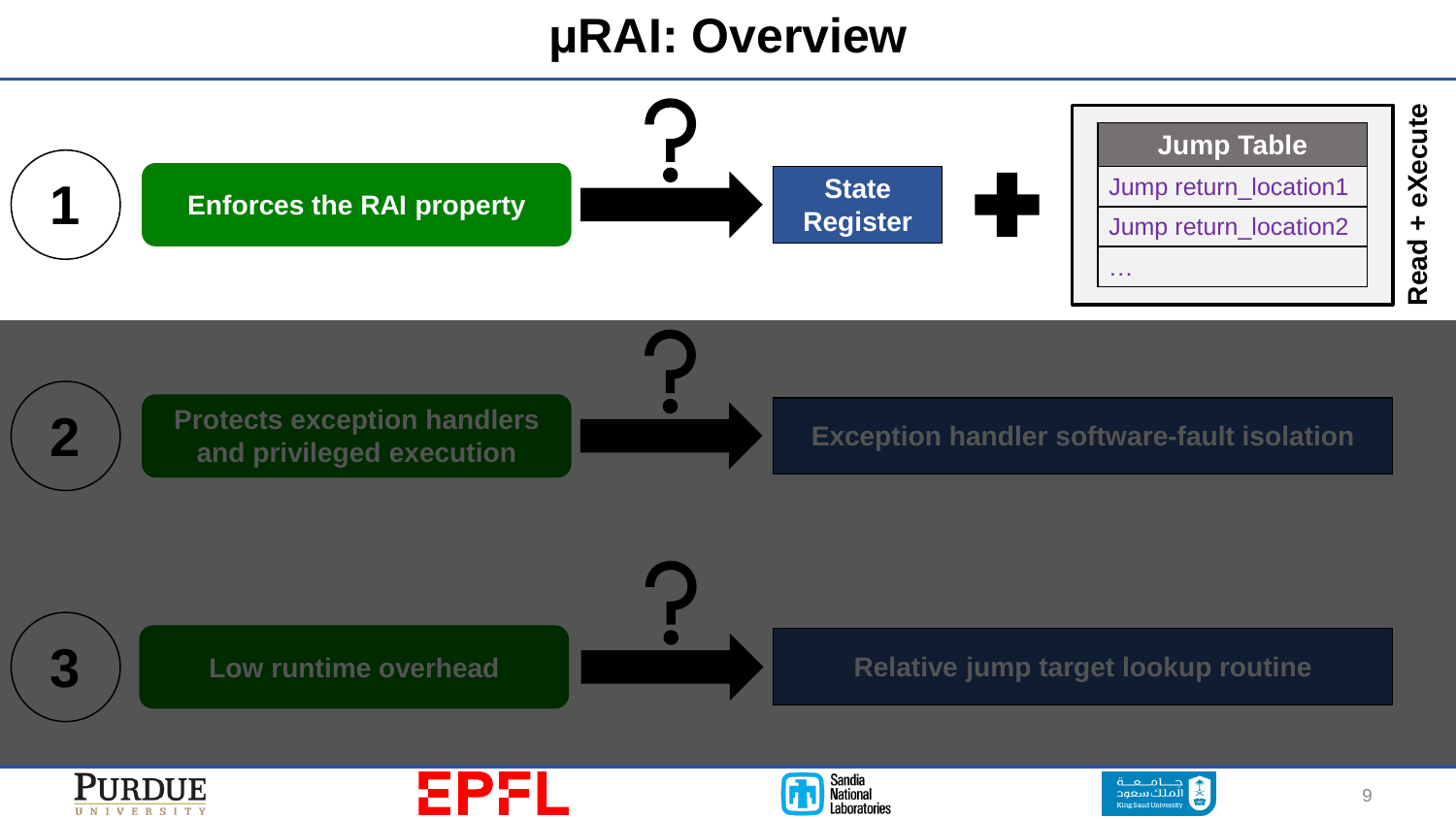# µRAI: Overview

**1** — **Enforces the RAI property** → ? → **State Register** + 

| Jump Table |
|---|
| Jump return_location1 |
| Jump return_location2 |
| … |

**Read + eXecute**

**2** — **Protects exception handlers and privileged execution** → ? → **Exception handler software-fault isolation**

**3** — **Low runtime overhead** → ? → **Relative jump target lookup routine**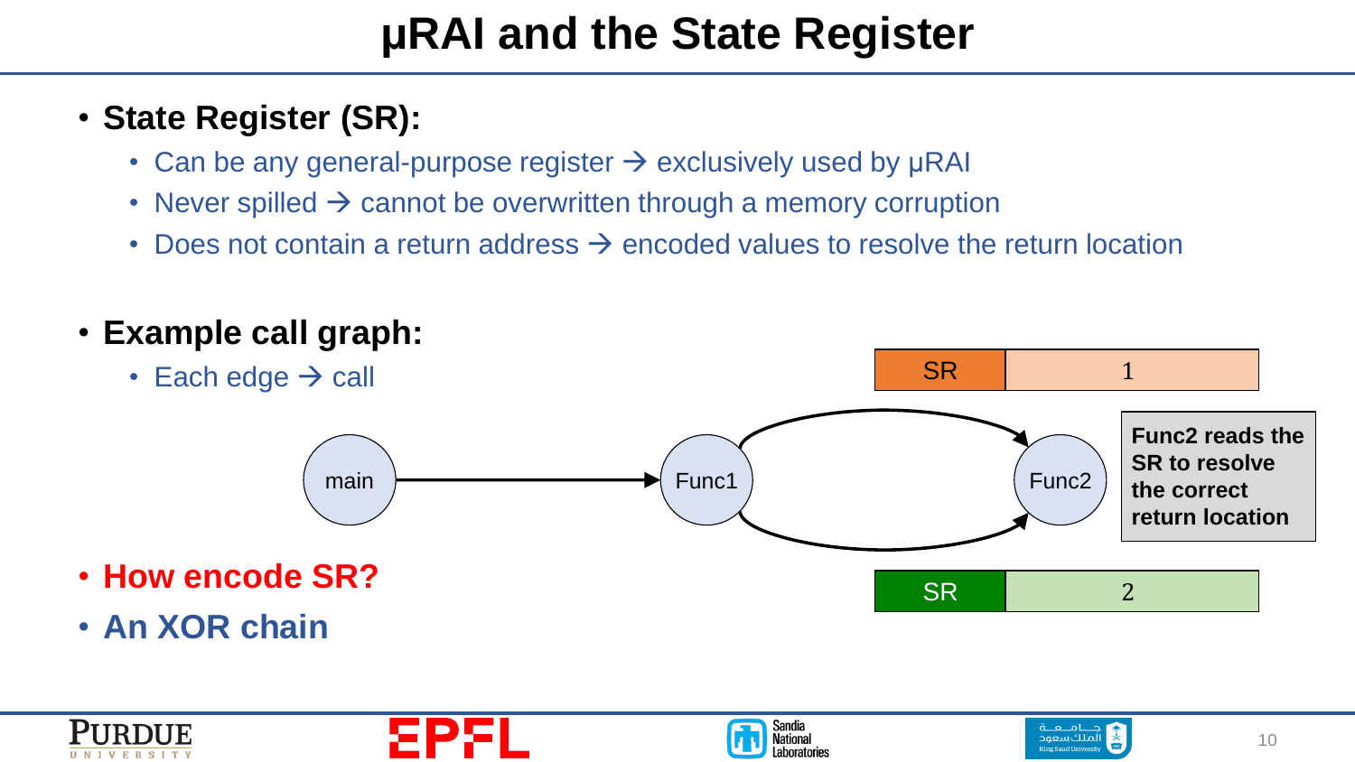# µRAI and the State Register

- **State Register (SR):**
  - Can be any general-purpose register → exclusively used by µRAI
  - Never spilled → cannot be overwritten through a memory corruption
  - Does not contain a return address → encoded values to resolve the return location

- **Example call graph:**
  - Each edge → call

| SR | 1 |
| --- | --- |

main → Func1 → Func2 (two edges from Func1 to Func2)

**Func2 reads the SR to resolve the correct return location**

| SR | 2 |
| --- | --- |

- **How encode SR?**
- **An XOR chain**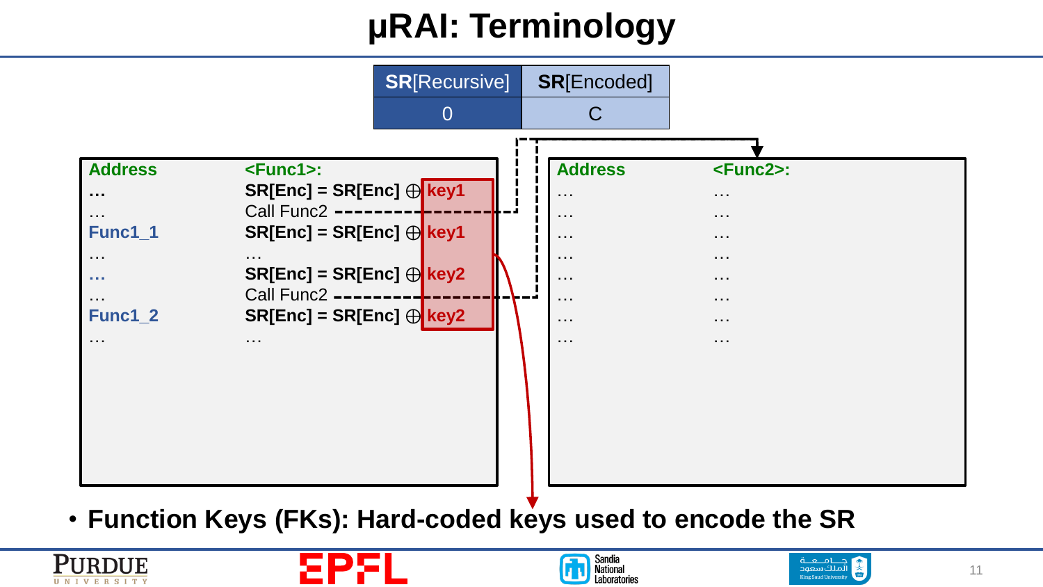# µRAI: Terminology

| SR[Recursive] | SR[Encoded] |
| --- | --- |
| 0 | C |

| Address | <Func1>: |
| --- | --- |
| … | SR[Enc] = SR[Enc] ⊕ key1 |
| … | Call Func2 |
| Func1_1 | SR[Enc] = SR[Enc] ⊕ key1 |
| … | … |
| … | SR[Enc] = SR[Enc] ⊕ key2 |
| … | Call Func2 |
| Func1_2 | SR[Enc] = SR[Enc] ⊕ key2 |
| … | … |

| Address | <Func2>: |
| --- | --- |
| … | … |
| … | … |
| … | … |
| … | … |
| … | … |
| … | … |
| … | … |
| … | … |

- **Function Keys (FKs): Hard-coded keys used to encode the SR**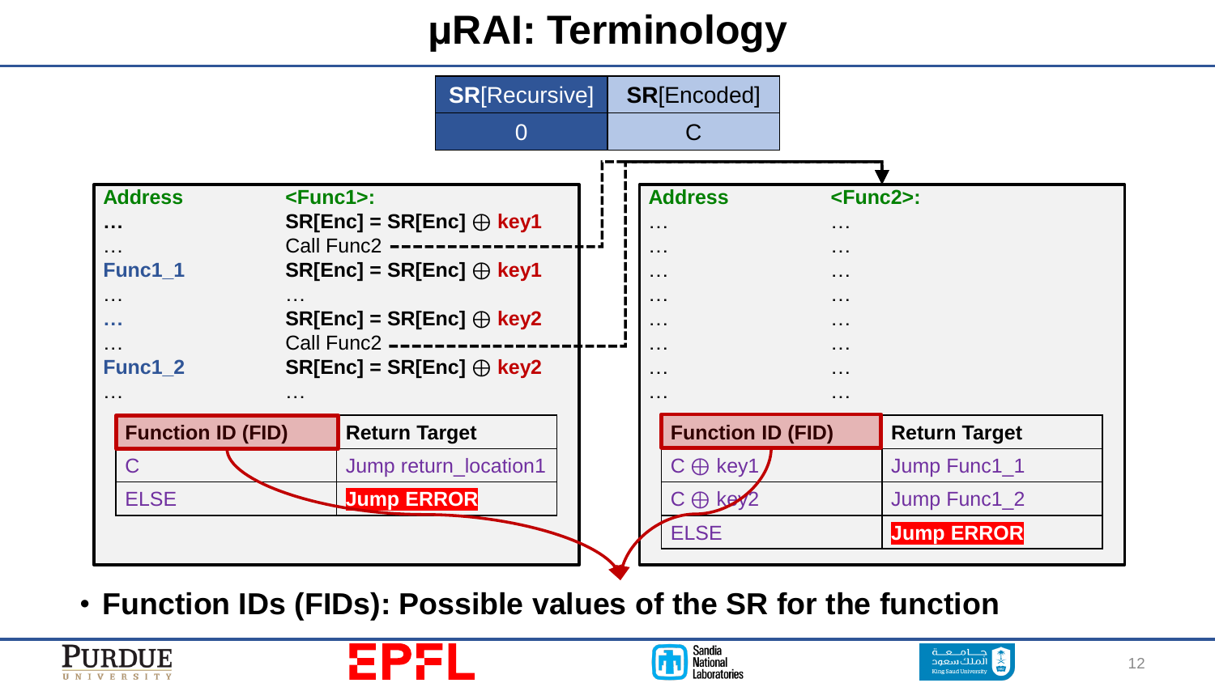# µRAI: Terminology

| SR[Recursive] | SR[Encoded] |
| --- | --- |
| 0 | C |

| Address | <Func1>: |
| --- | --- |
| … | SR[Enc] = SR[Enc] ⊕ key1 |
| … | Call Func2 |
| Func1_1 | SR[Enc] = SR[Enc] ⊕ key1 |
| … | … |
| … | SR[Enc] = SR[Enc] ⊕ key2 |
| … | Call Func2 |
| Func1_2 | SR[Enc] = SR[Enc] ⊕ key2 |
| … | … |

| Function ID (FID) | Return Target |
| --- | --- |
| C | Jump return_location1 |
| ELSE | Jump ERROR |

| Address | <Func2>: |
| --- | --- |
| … | … |
| … | … |
| … | … |
| … | … |
| … | … |
| … | … |
| … | … |
| … | … |

| Function ID (FID) | Return Target |
| --- | --- |
| C ⊕ key1 | Jump Func1_1 |
| C ⊕ key2 | Jump Func1_2 |
| ELSE | Jump ERROR |

- **Function IDs (FIDs): Possible values of the SR for the function**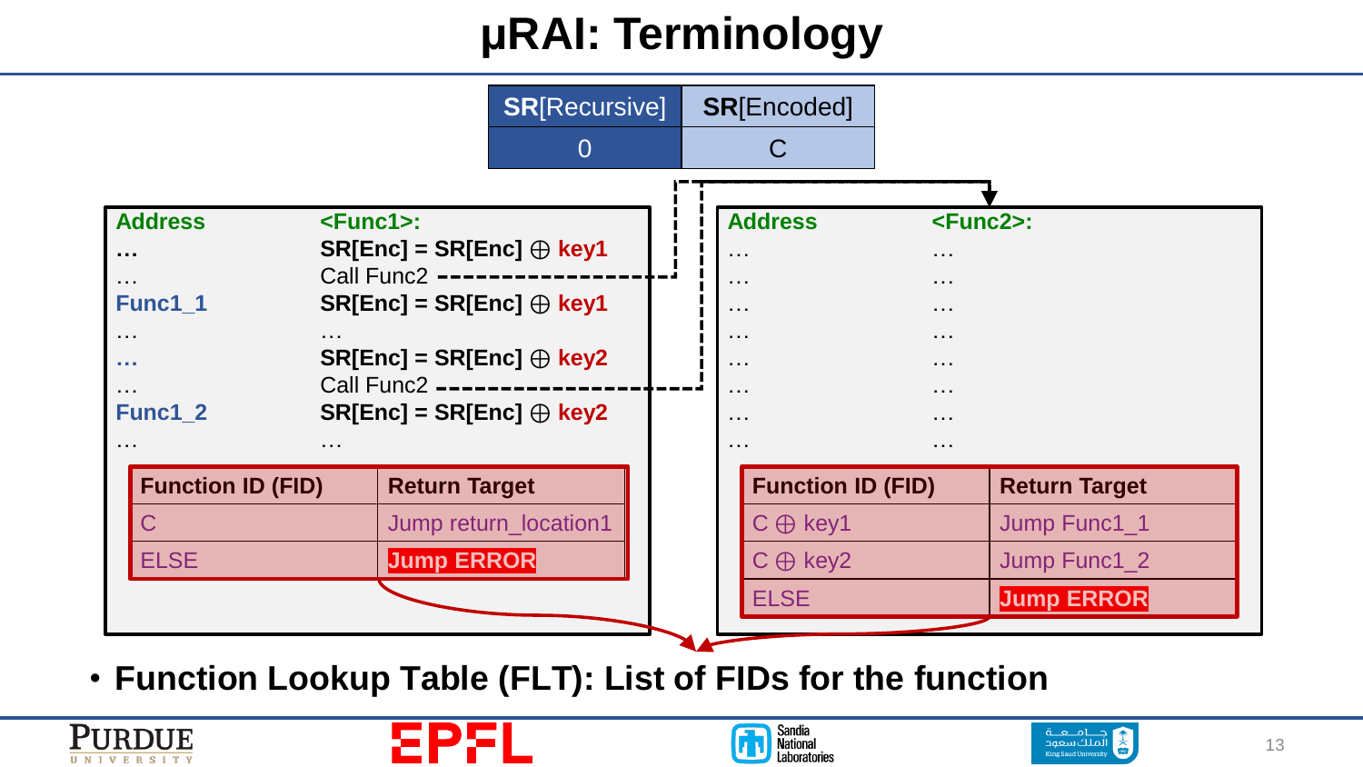# μRAI: Terminology

| SR[Recursive] | SR[Encoded] |
| --- | --- |
| 0 | C |

| Address | <Func1>: |
| --- | --- |
| … | SR[Enc] = SR[Enc] ⊕ key1 |
| … | Call Func2 |
| Func1_1 | SR[Enc] = SR[Enc] ⊕ key1 |
| … | … |
| … | SR[Enc] = SR[Enc] ⊕ key2 |
| … | Call Func2 |
| Func1_2 | SR[Enc] = SR[Enc] ⊕ key2 |
| … | … |

| Function ID (FID) | Return Target |
| --- | --- |
| C | Jump return_location1 |
| ELSE | Jump ERROR |

| Address | <Func2>: |
| --- | --- |
| … | … |
| … | … |
| … | … |
| … | … |
| … | … |
| … | … |
| … | … |
| … | … |

| Function ID (FID) | Return Target |
| --- | --- |
| C ⊕ key1 | Jump Func1_1 |
| C ⊕ key2 | Jump Func1_2 |
| ELSE | Jump ERROR |

- **Function Lookup Table (FLT): List of FIDs for the function**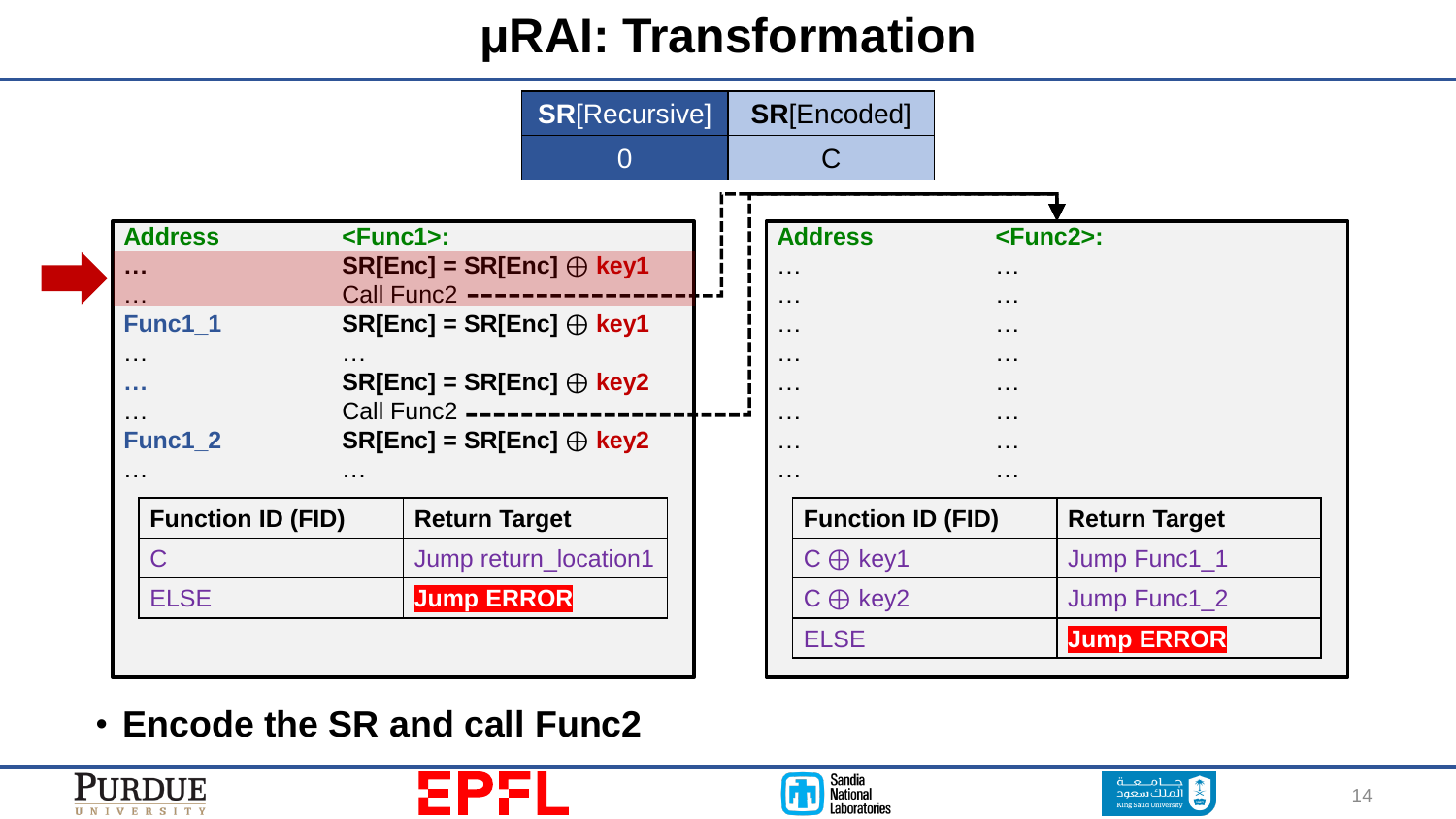# μRAI: Transformation

| SR[Recursive] | SR[Encoded] |
| --- | --- |
| 0 | C |

| Address | <Func1>: |
| --- | --- |
| … | SR[Enc] = SR[Enc] ⊕ key1 |
| … | Call Func2 |
| Func1_1 | SR[Enc] = SR[Enc] ⊕ key1 |
| … | … |
| … | SR[Enc] = SR[Enc] ⊕ key2 |
| … | Call Func2 |
| Func1_2 | SR[Enc] = SR[Enc] ⊕ key2 |
| … | … |

| Function ID (FID) | Return Target |
| --- | --- |
| C | Jump return_location1 |
| ELSE | Jump ERROR |

| Address | <Func2>: |
| --- | --- |
| … | … |
| … | … |
| … | … |
| … | … |
| … | … |
| … | … |
| … | … |
| … | … |

| Function ID (FID) | Return Target |
| --- | --- |
| C ⊕ key1 | Jump Func1_1 |
| C ⊕ key2 | Jump Func1_2 |
| ELSE | Jump ERROR |

- **Encode the SR and call Func2**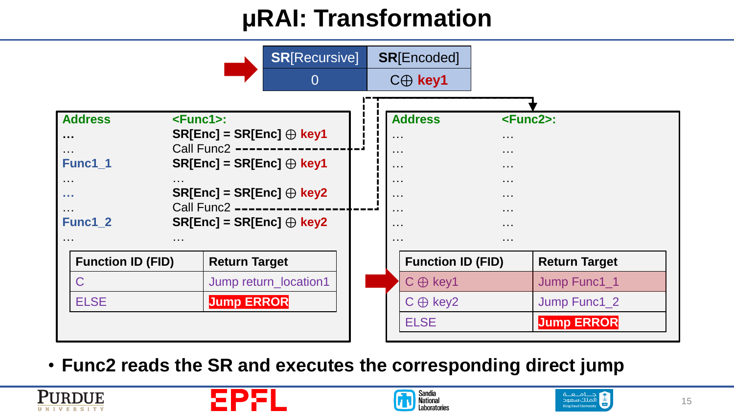# μRAI: Transformation

| SR[Recursive] | SR[Encoded] |
|---|---|
| 0 | C⊕ key1 |

| Address | <Func1>: |
|---|---|
| … | SR[Enc] = SR[Enc] ⊕ key1 |
| … | Call Func2 |
| Func1_1 | SR[Enc] = SR[Enc] ⊕ key1 |
| … | … |
| … | SR[Enc] = SR[Enc] ⊕ key2 |
| … | Call Func2 |
| Func1_2 | SR[Enc] = SR[Enc] ⊕ key2 |
| … | … |

| Function ID (FID) | Return Target |
|---|---|
| C | Jump return_location1 |
| ELSE | Jump ERROR |

| Address | <Func2>: |
|---|---|
| … | … |
| … | … |
| … | … |
| … | … |
| … | … |
| … | … |
| … | … |
| … | … |

| Function ID (FID) | Return Target |
|---|---|
| C ⊕ key1 | Jump Func1_1 |
| C ⊕ key2 | Jump Func1_2 |
| ELSE | Jump ERROR |

- **Func2 reads the SR and executes the corresponding direct jump**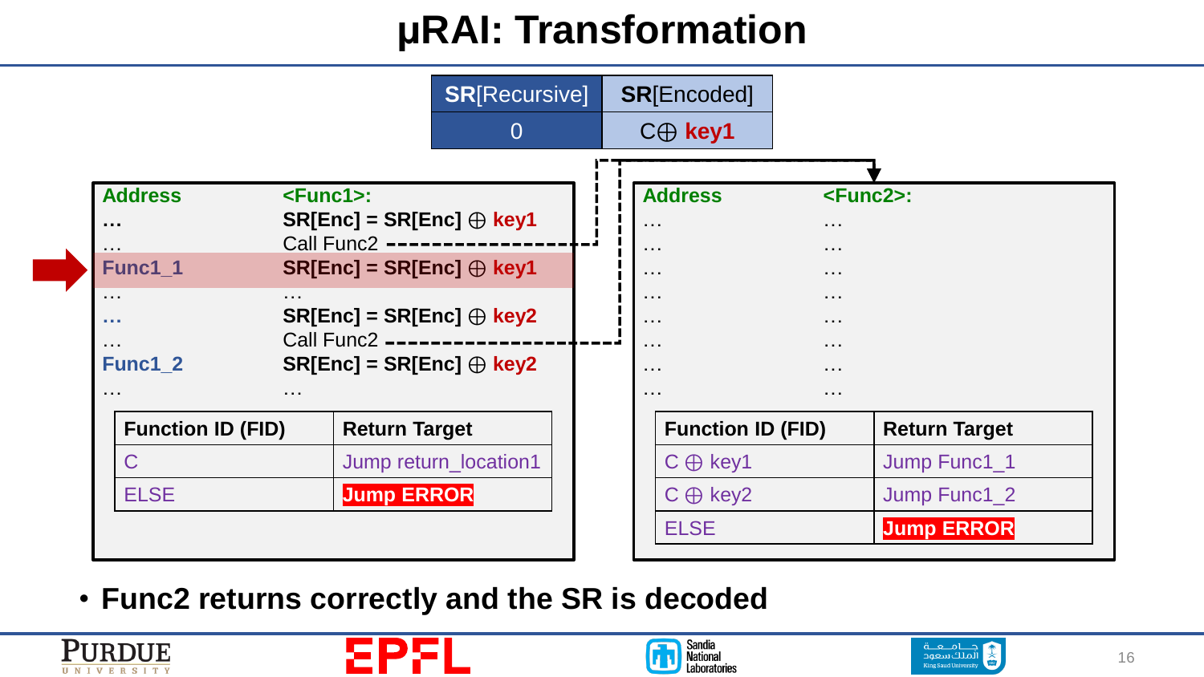# µRAI: Transformation

| SR[Recursive] | SR[Encoded] |
| --- | --- |
| 0 | C⊕ key1 |

| Address | <Func1>: |
| --- | --- |
| … | SR[Enc] = SR[Enc] ⊕ key1 |
| … | Call Func2 |
| Func1_1 | SR[Enc] = SR[Enc] ⊕ key1 |
| … | … |
| … | SR[Enc] = SR[Enc] ⊕ key2 |
| … | Call Func2 |
| Func1_2 | SR[Enc] = SR[Enc] ⊕ key2 |
| … | … |

| Function ID (FID) | Return Target |
| --- | --- |
| C | Jump return_location1 |
| ELSE | Jump ERROR |

| Address | <Func2>: |
| --- | --- |
| … | … |
| … | … |
| … | … |
| … | … |
| … | … |
| … | … |
| … | … |
| … | … |

| Function ID (FID) | Return Target |
| --- | --- |
| C ⊕ key1 | Jump Func1_1 |
| C ⊕ key2 | Jump Func1_2 |
| ELSE | Jump ERROR |

- **Func2 returns correctly and the SR is decoded**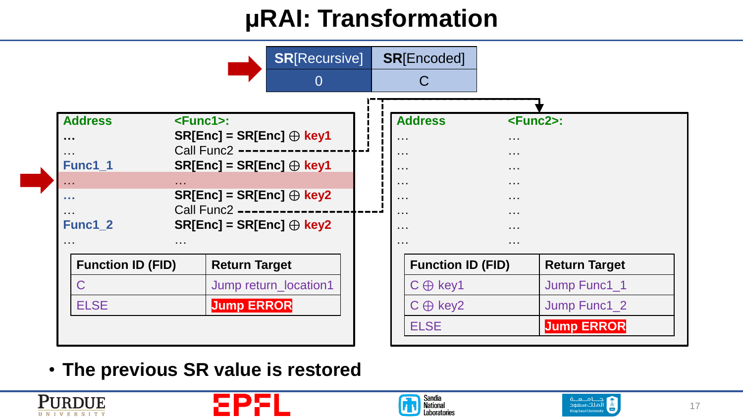# µRAI: Transformation

| SR[Recursive] | SR[Encoded] |
|---|---|
| 0 | C |

| Address | <Func1>: |
|---|---|
| … | SR[Enc] = SR[Enc] ⊕ key1 |
| … | Call Func2 |
| Func1_1 | SR[Enc] = SR[Enc] ⊕ key1 |
| … | … |
| … | SR[Enc] = SR[Enc] ⊕ key2 |
| … | Call Func2 |
| Func1_2 | SR[Enc] = SR[Enc] ⊕ key2 |
| … | … |

| Function ID (FID) | Return Target |
|---|---|
| C | Jump return_location1 |
| ELSE | Jump ERROR |

| Address | <Func2>: |
|---|---|
| … | … |
| … | … |
| … | … |
| … | … |
| … | … |
| … | … |
| … | … |
| … | … |

| Function ID (FID) | Return Target |
|---|---|
| C ⊕ key1 | Jump Func1_1 |
| C ⊕ key2 | Jump Func1_2 |
| ELSE | Jump ERROR |

- **The previous SR value is restored**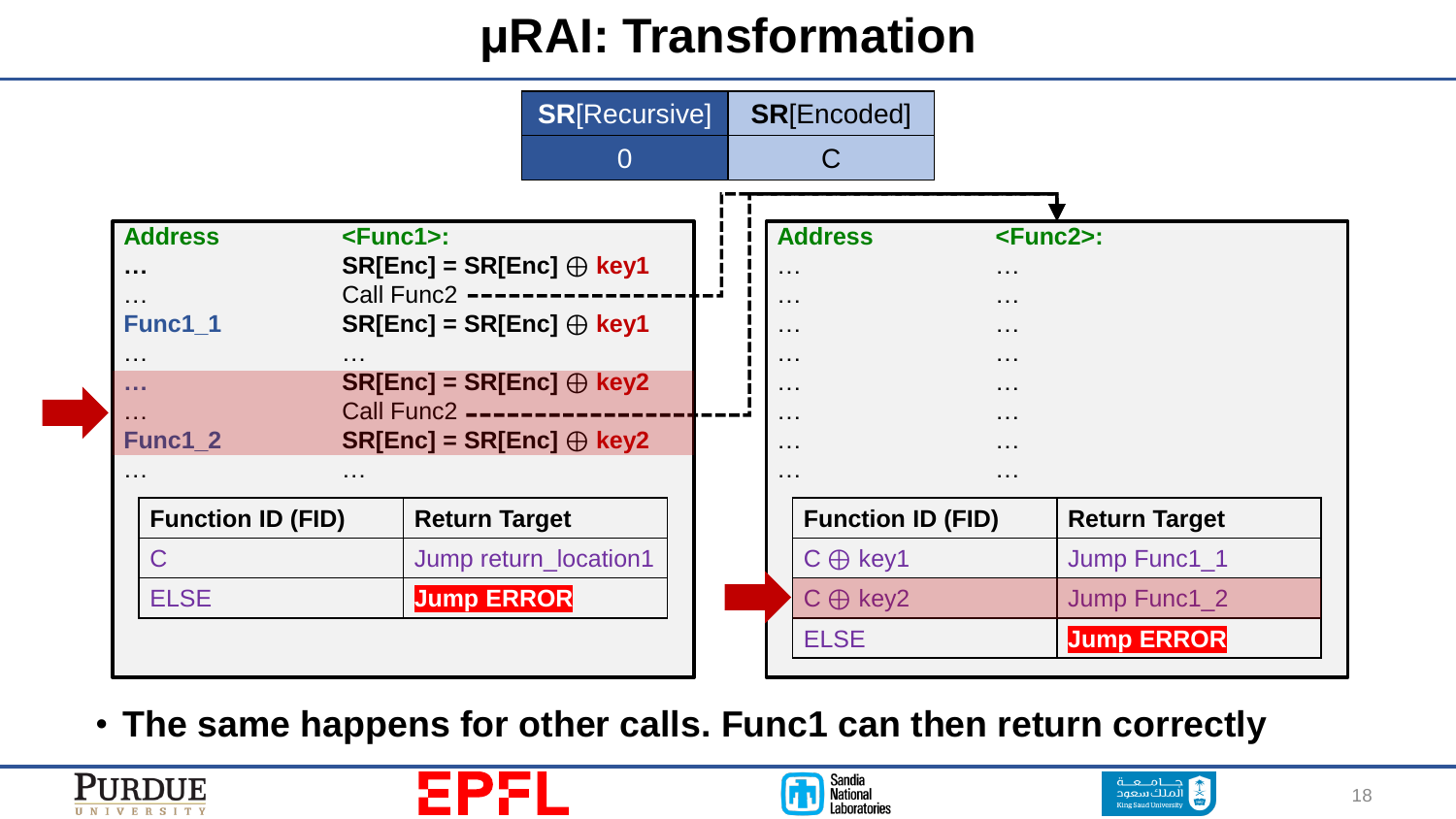# μRAI: Transformation

| SR[Recursive] | SR[Encoded] |
| --- | --- |
| 0 | C |

| Address | <Func1>: |
| --- | --- |
| … | SR[Enc] = SR[Enc] ⊕ key1 |
| … | Call Func2 |
| Func1_1 | SR[Enc] = SR[Enc] ⊕ key1 |
| … | … |
| … | SR[Enc] = SR[Enc] ⊕ key2 |
| … | Call Func2 |
| Func1_2 | SR[Enc] = SR[Enc] ⊕ key2 |
| … | … |

| Function ID (FID) | Return Target |
| --- | --- |
| C | Jump return_location1 |
| ELSE | Jump ERROR |

| Address | <Func2>: |
| --- | --- |
| … | … |
| … | … |
| … | … |
| … | … |
| … | … |
| … | … |
| … | … |
| … | … |

| Function ID (FID) | Return Target |
| --- | --- |
| C ⊕ key1 | Jump Func1_1 |
| C ⊕ key2 | Jump Func1_2 |
| ELSE | Jump ERROR |

- **The same happens for other calls. Func1 can then return correctly**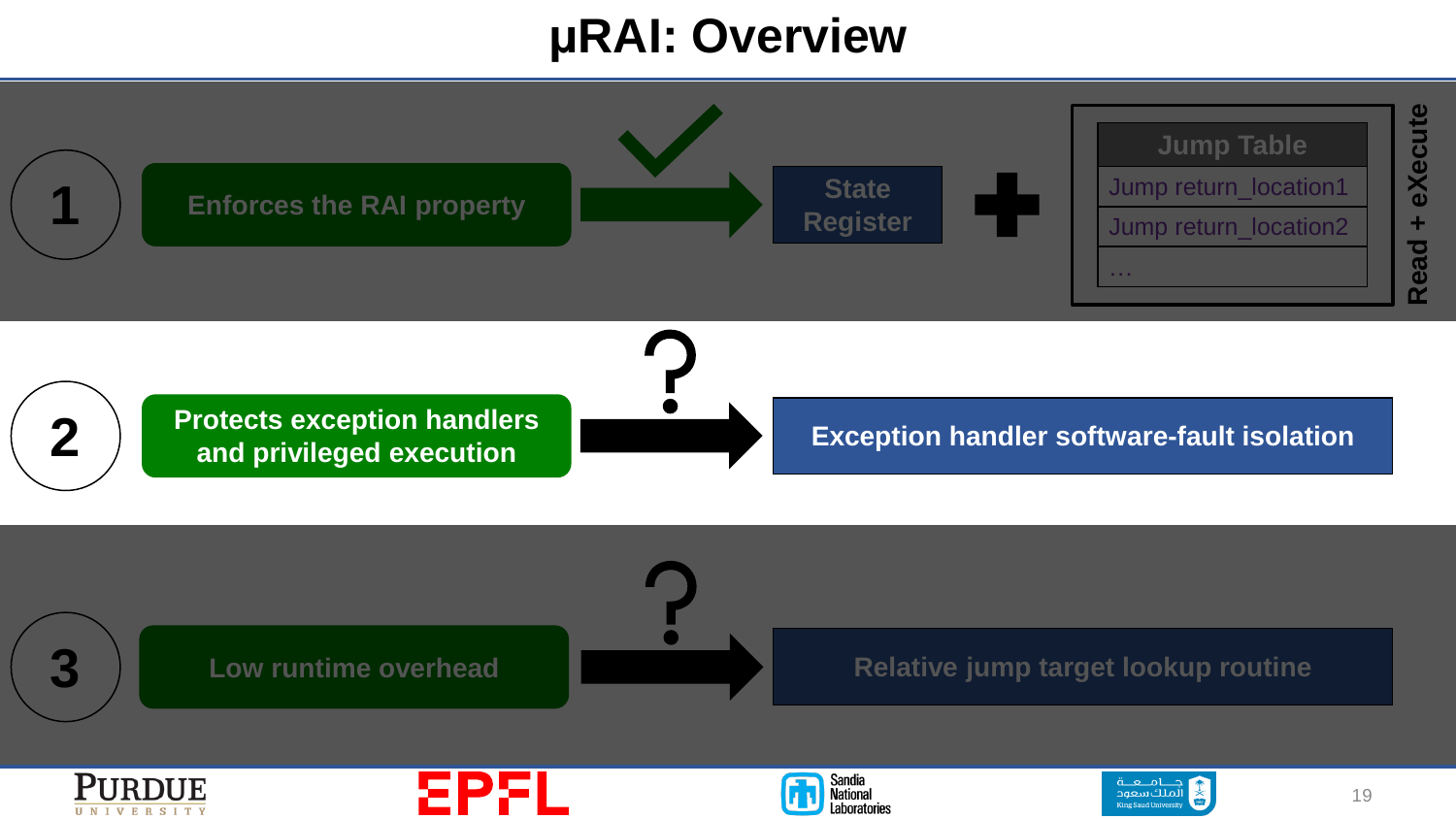# μRAI: Overview

1. Enforces the RAI property → State Register + Jump Table (Read + eXecute)

| Jump Table |
| --- |
| Jump return_location1 |
| Jump return_location2 |
| … |

2. **Protects exception handlers and privileged execution** → **Exception handler software-fault isolation**

3. Low runtime overhead → Relative jump target lookup routine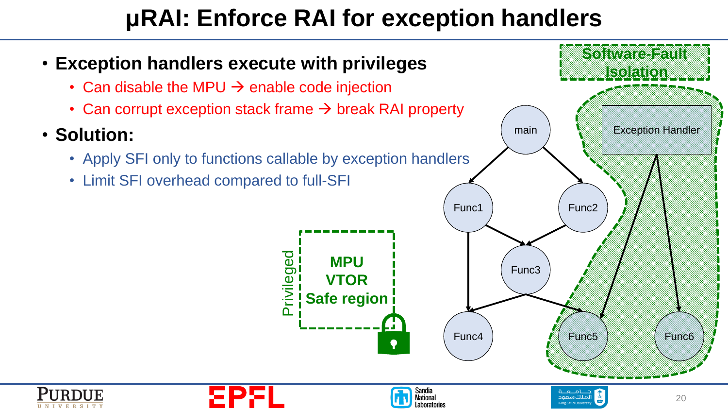# μRAI: Enforce RAI for exception handlers

- **Exception handlers execute with privileges**
  - Can disable the MPU → enable code injection
  - Can corrupt exception stack frame → break RAI property
- **Solution:**
  - Apply SFI only to functions callable by exception handlers
  - Limit SFI overhead compared to full-SFI

Software-Fault Isolation

Exception Handler

main

Func1

Func2

Func3

Func4

Func5

Func6

Privileged

**MPU**
**VTOR**
**Safe region**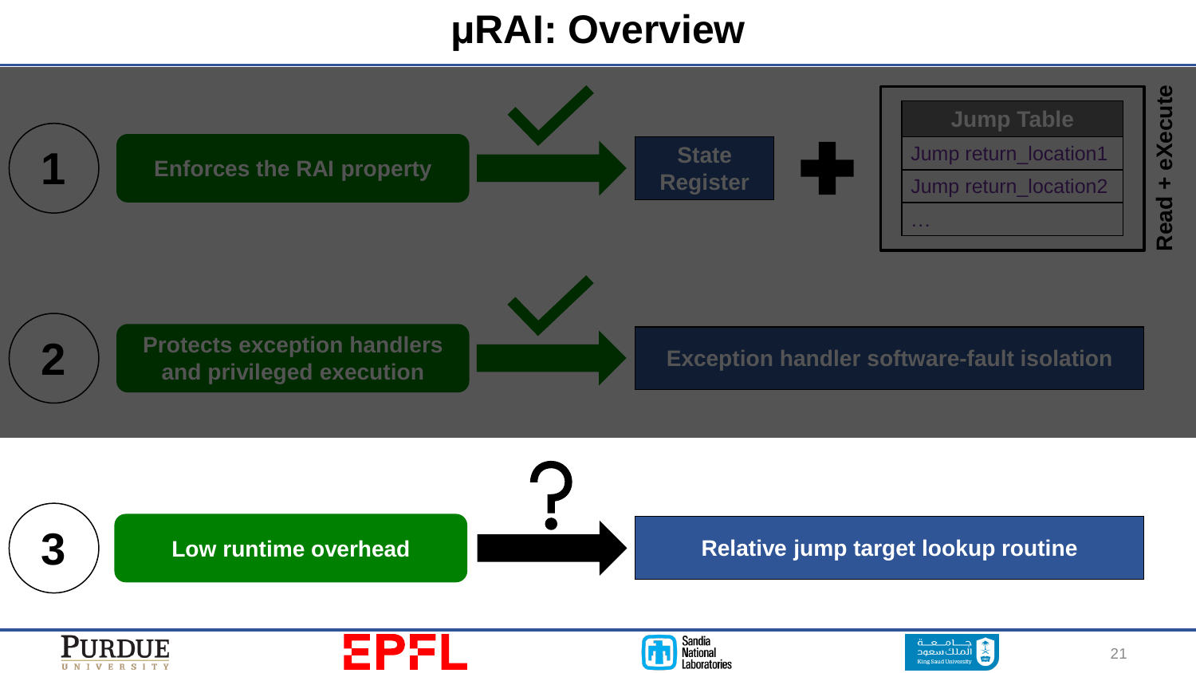# μRAI: Overview

1. **Enforces the RAI property** → State Register + Jump Table (Read + eXecute)

| Jump Table |
|---|
| Jump return_location1 |
| Jump return_location2 |
| … |

2. **Protects exception handlers and privileged execution** → Exception handler software-fault isolation

3. **Low runtime overhead** → ? → Relative jump target lookup routine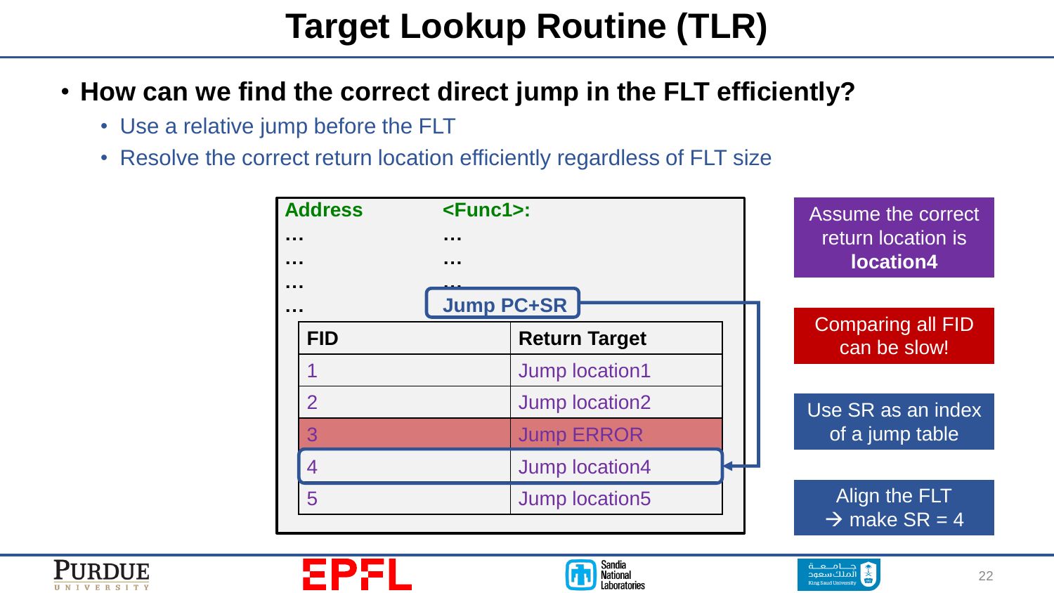# Target Lookup Routine (TLR)

- **How can we find the correct direct jump in the FLT efficiently?**
  - Use a relative jump before the FLT
  - Resolve the correct return location efficiently regardless of FLT size

| Address | <Func1>: |
|---|---|
| … | … |
| … | … |
| … | … |
| … | Jump PC+SR |

| FID | Return Target |
|---|---|
| 1 | Jump location1 |
| 2 | Jump location2 |
| 3 | Jump ERROR |
| 4 | Jump location4 |
| 5 | Jump location5 |

Assume the correct return location is **location4**

Comparing all FID can be slow!

Use SR as an index of a jump table

Align the FLT → make SR = 4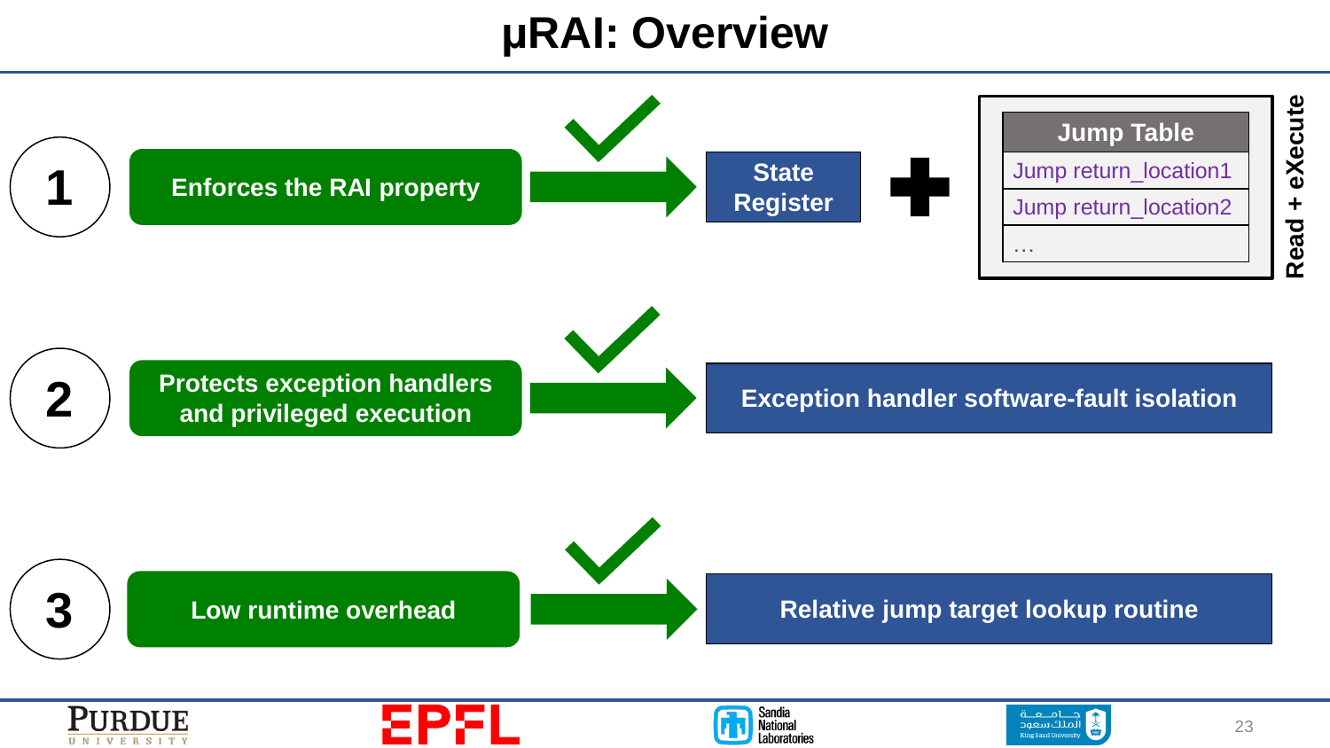# μRAI: Overview

1. **Enforces the RAI property** → **State Register** + **Jump Table** (Read + eXecute)

| Jump Table |
| --- |
| Jump return_location1 |
| Jump return_location2 |
| … |

2. **Protects exception handlers and privileged execution** → **Exception handler software-fault isolation**

3. **Low runtime overhead** → **Relative jump target lookup routine**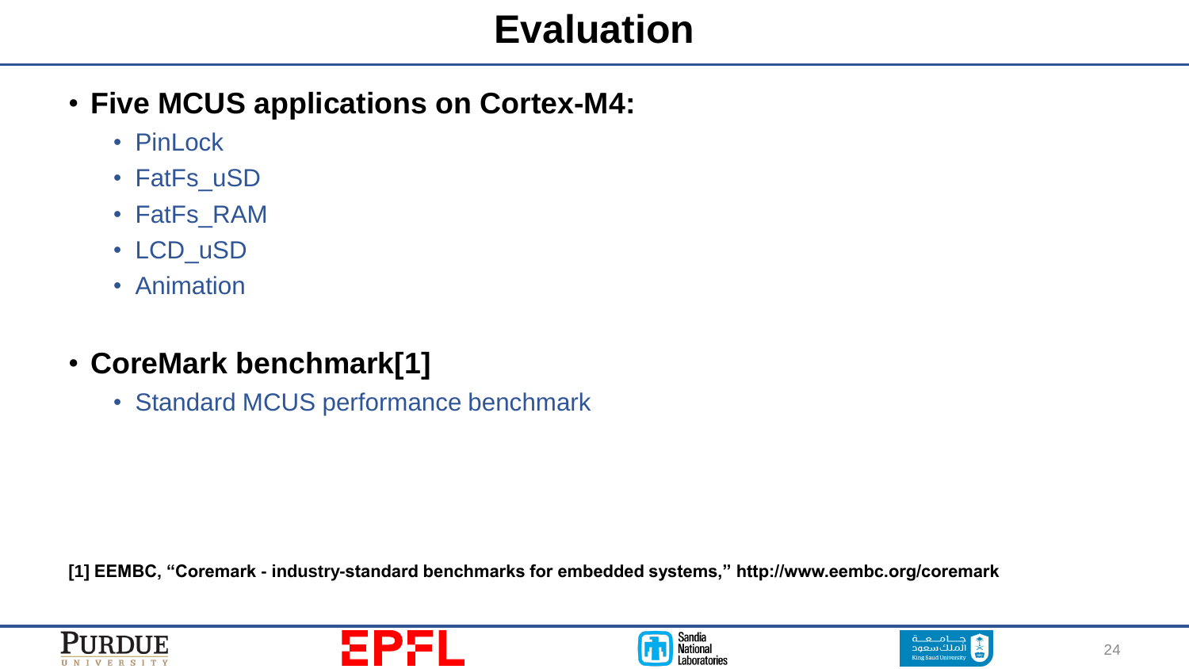# Evaluation

- **Five MCUS applications on Cortex-M4:**
  - PinLock
  - FatFs_uSD
  - FatFs_RAM
  - LCD_uSD
  - Animation

- **CoreMark benchmark[1]**
  - Standard MCUS performance benchmark

**[1] EEMBC, "Coremark - industry-standard benchmarks for embedded systems," http://www.eembc.org/coremark**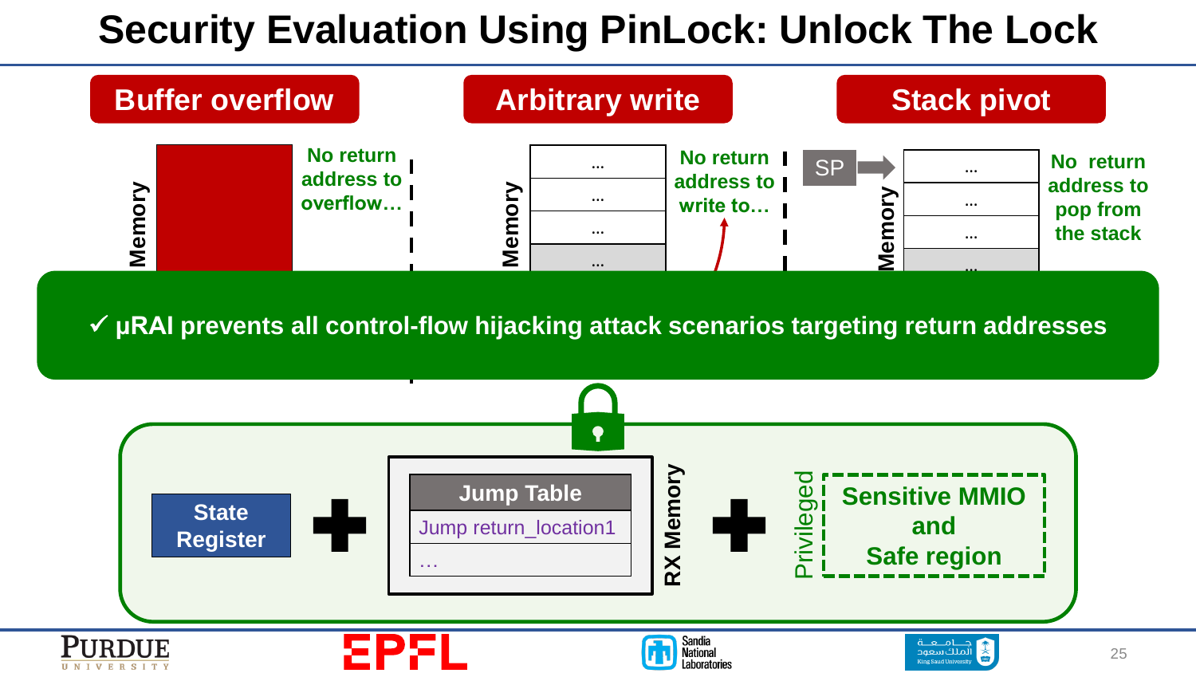# Security Evaluation Using PinLock: Unlock The Lock

**Buffer overflow**

Memory

No return address to overflow…

**Arbitrary write**

Memory

…

…

…

…

No return address to write to…

**Stack pivot**

SP

Memory

…

…

…

…

No return address to pop from the stack

✓ **µRAI prevents all control-flow hijacking attack scenarios targeting return addresses**

**State Register**

+

| Jump Table |
| --- |
| Jump return_location1 |
| … |

RX Memory

+

Privileged

**Sensitive MMIO and Safe region**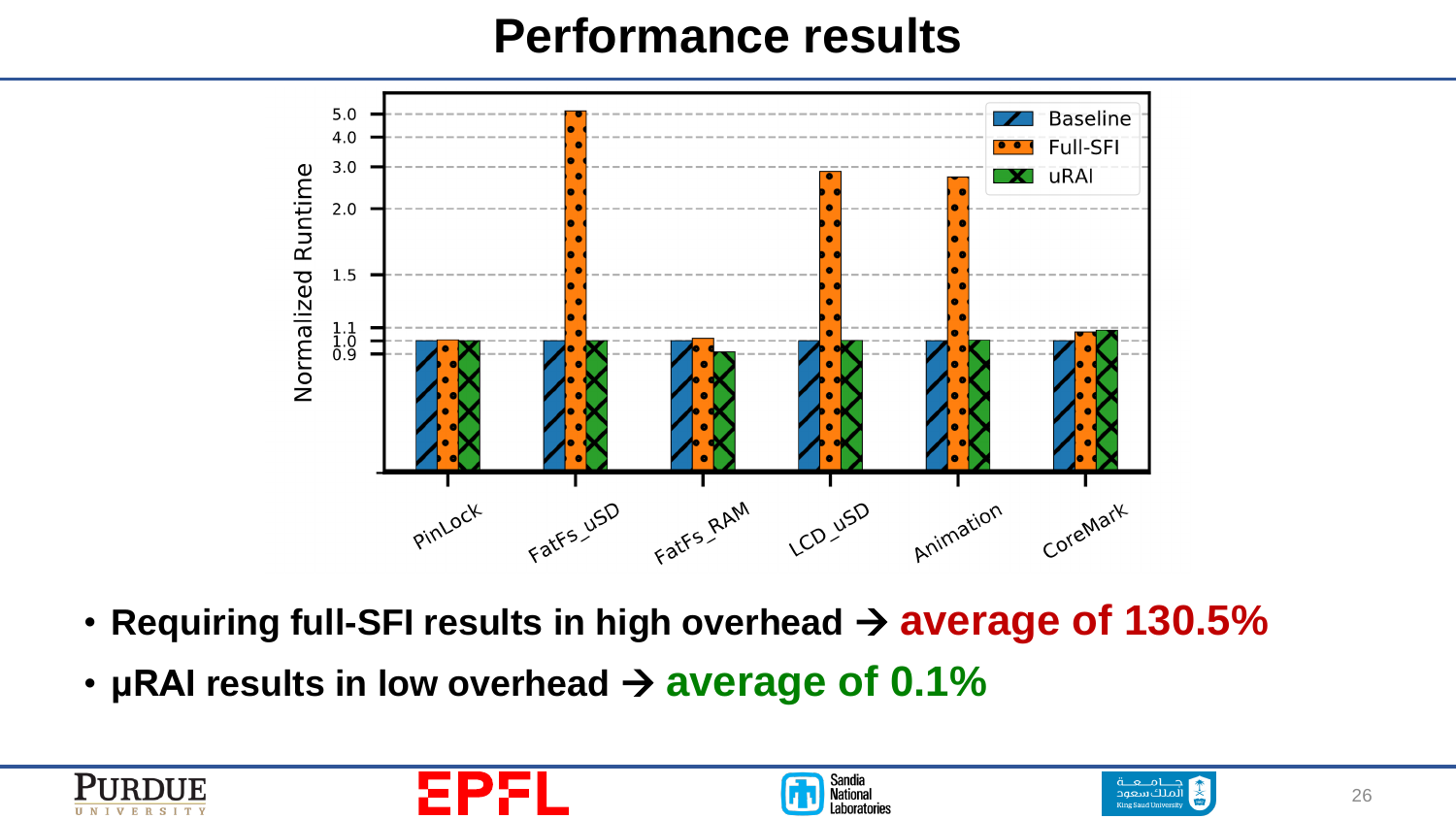# Performance results

- **Requiring full-SFI results in high overhead → average of 130.5%**
- **µRAI results in low overhead → average of 0.1%**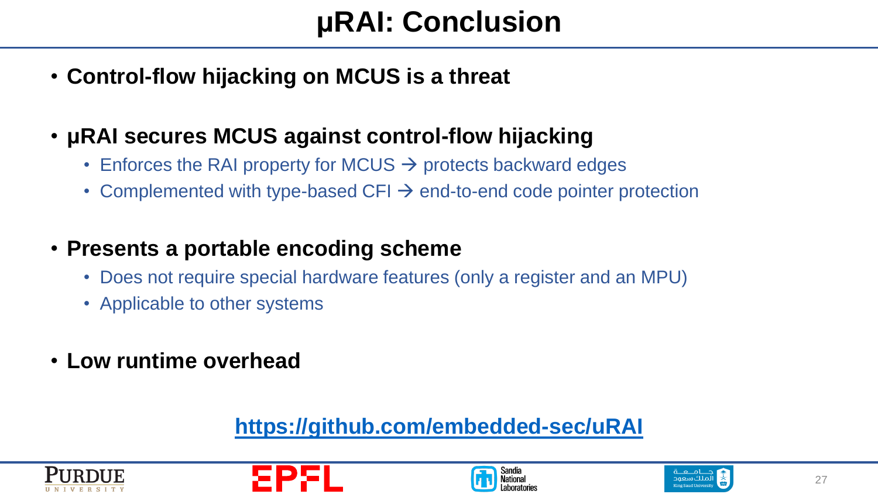# µRAI: Conclusion

- **Control-flow hijacking on MCUS is a threat**

- **µRAI secures MCUS against control-flow hijacking**
  - Enforces the RAI property for MCUS → protects backward edges
  - Complemented with type-based CFI → end-to-end code pointer protection

- **Presents a portable encoding scheme**
  - Does not require special hardware features (only a register and an MPU)
  - Applicable to other systems

- **Low runtime overhead**

**https://github.com/embedded-sec/uRAI**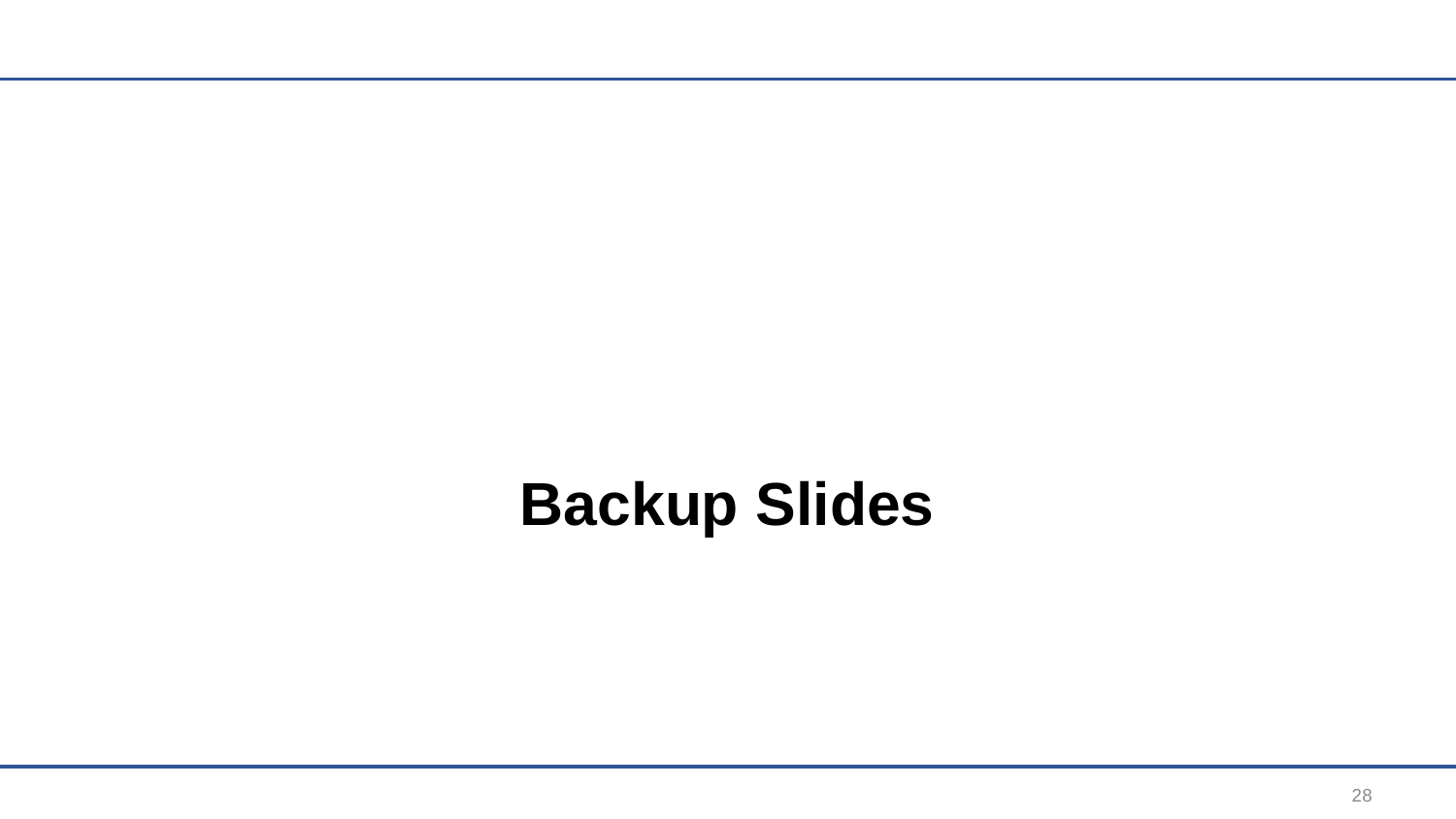# Backup Slides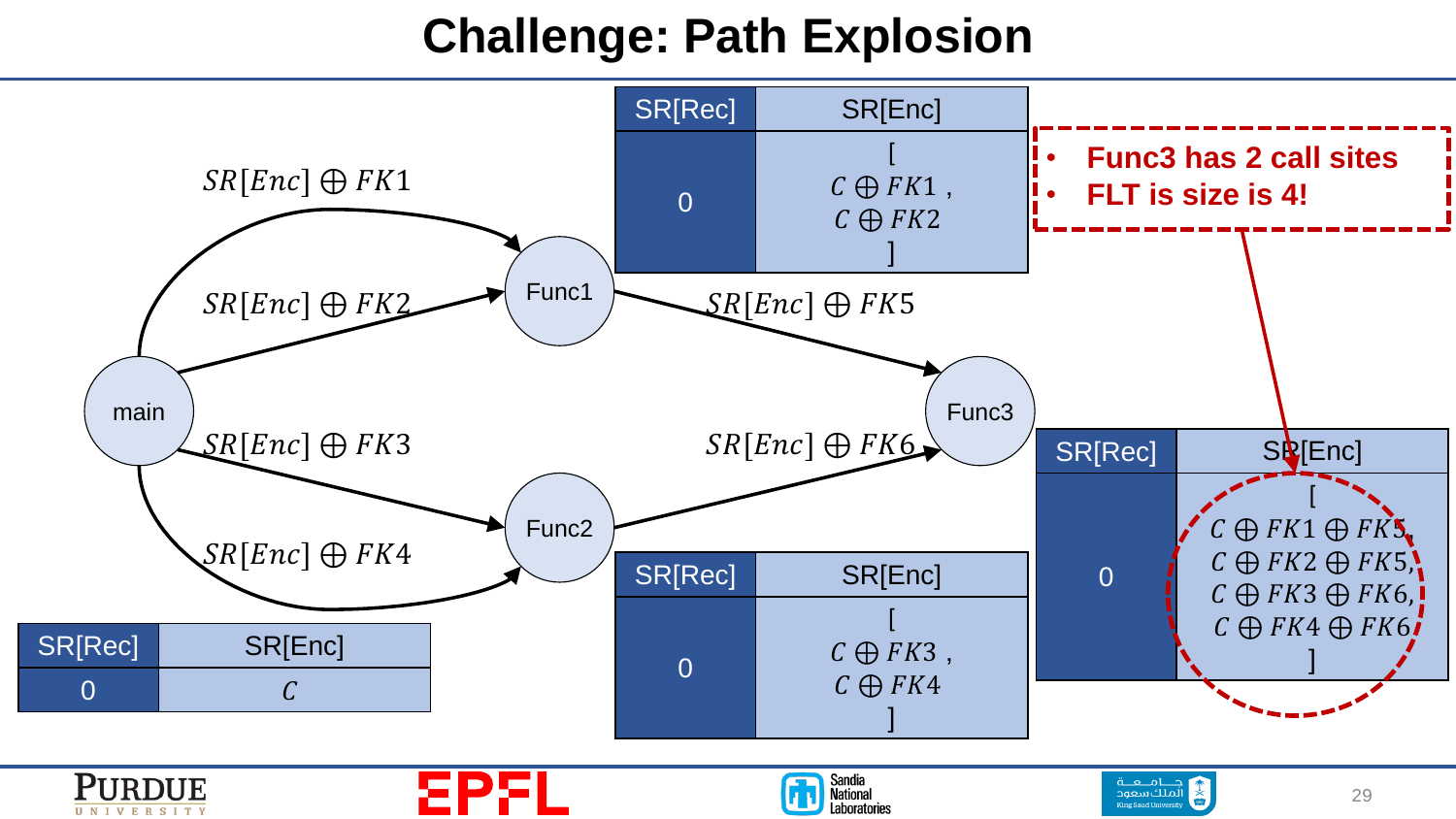# Challenge: Path Explosion

- Func3 has 2 call sites
- FLT is size is 4!

main → Func1: $SR[Enc] \oplus FK1$

main → Func1: $SR[Enc] \oplus FK2$

main → Func2: $SR[Enc] \oplus FK3$

main → Func2: $SR[Enc] \oplus FK4$

Func1 → Func3: $SR[Enc] \oplus FK5$

Func2 → Func3: $SR[Enc] \oplus FK6$

main:

| SR[Rec] | SR[Enc] |
|---|---|
| 0 | $C$ |

Func1:

| SR[Rec] | SR[Enc] |
|---|---|
| 0 | [ $C \oplus FK1$ , $C \oplus FK2$ ] |

Func2:

| SR[Rec] | SR[Enc] |
|---|---|
| 0 | [ $C \oplus FK3$ , $C \oplus FK4$ ] |

Func3:

| SR[Rec] | SR[Enc] |
|---|---|
| 0 | [ $C \oplus FK1 \oplus FK5$, $C \oplus FK2 \oplus FK5$, $C \oplus FK3 \oplus FK6$, $C \oplus FK4 \oplus FK6$ ] |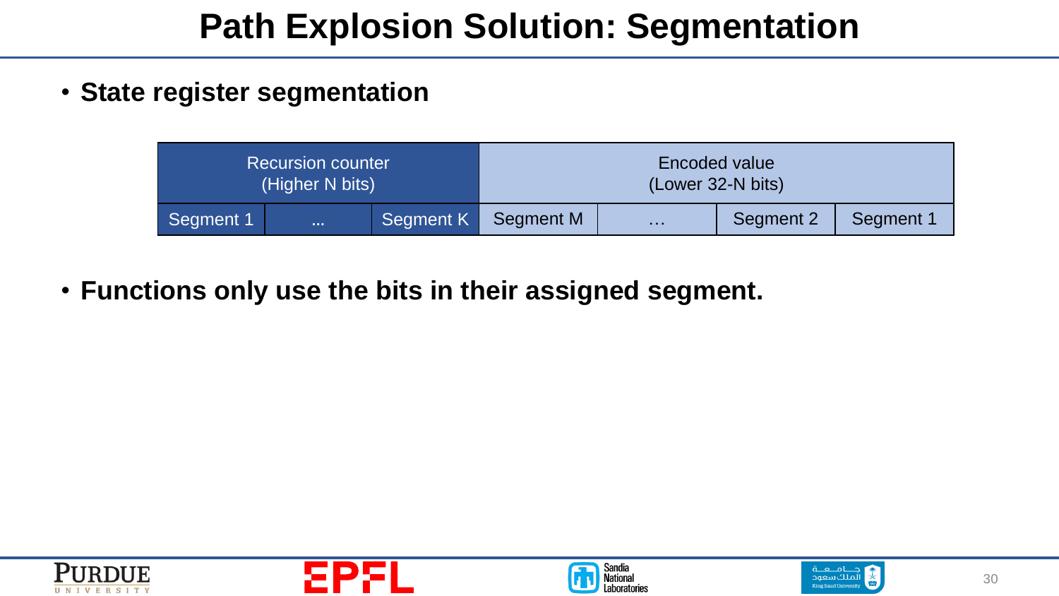# Path Explosion Solution: Segmentation

- **State register segmentation**

| Recursion counter (Higher N bits) | | | Encoded value (Lower 32-N bits) | | | |
| --- | --- | --- | --- | --- | --- | --- |
| Segment 1 | … | Segment K | Segment M | … | Segment 2 | Segment 1 |

- **Functions only use the bits in their assigned segment.**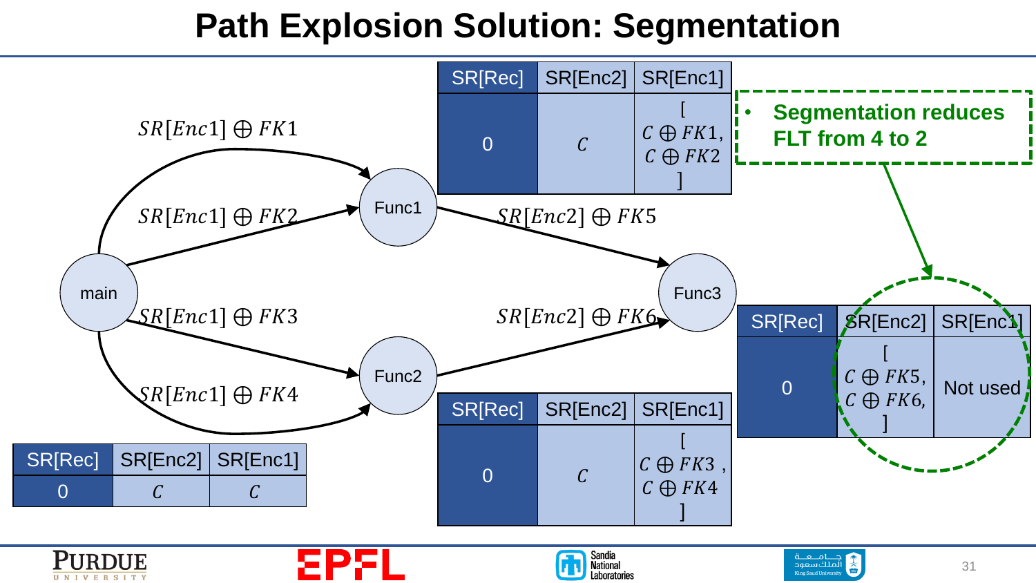# Path Expansion Solution: Segmentation

- **Segmentation reduces FLT from 4 to 2**

main:

| SR[Rec] | SR[Enc2] | SR[Enc1] |
| --- | --- | --- |
| 0 | $C$ | $C$ |

Edges from main to Func1: $SR[Enc1] \oplus FK1$, $SR[Enc1] \oplus FK2$

Edges from main to Func2: $SR[Enc1] \oplus FK3$, $SR[Enc1] \oplus FK4$

Func1:

| SR[Rec] | SR[Enc2] | SR[Enc1] |
| --- | --- | --- |
| 0 | $C$ | [ $C \oplus FK1$, $C \oplus FK2$ ] |

Func2:

| SR[Rec] | SR[Enc2] | SR[Enc1] |
| --- | --- | --- |
| 0 | $C$ | [ $C \oplus FK3$, $C \oplus FK4$ ] |

Edge from Func1 to Func3: $SR[Enc2] \oplus FK5$

Edge from Func2 to Func3: $SR[Enc2] \oplus FK6$

Func3:

| SR[Rec] | SR[Enc2] | SR[Enc1] |
| --- | --- | --- |
| 0 | [ $C \oplus FK5$, $C \oplus FK6$, ] | Not used |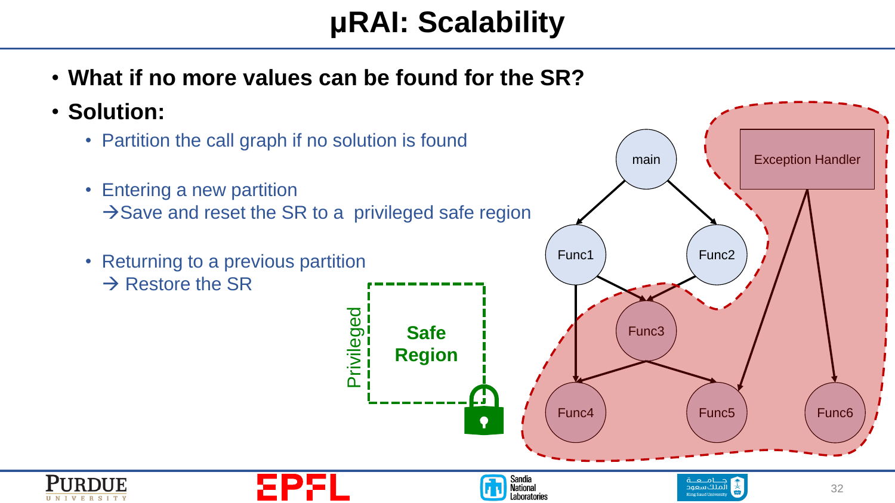# µRAI: Scalability

- **What if no more values can be found for the SR?**
- **Solution:**
  - Partition the call graph if no solution is found
  - Entering a new partition
    →Save and reset the SR to a privileged safe region
  - Returning to a previous partition
    → Restore the SR

Privileged

**Safe Region**

main

Func1

Func2

Func3

Func4

Func5

Func6

Exception Handler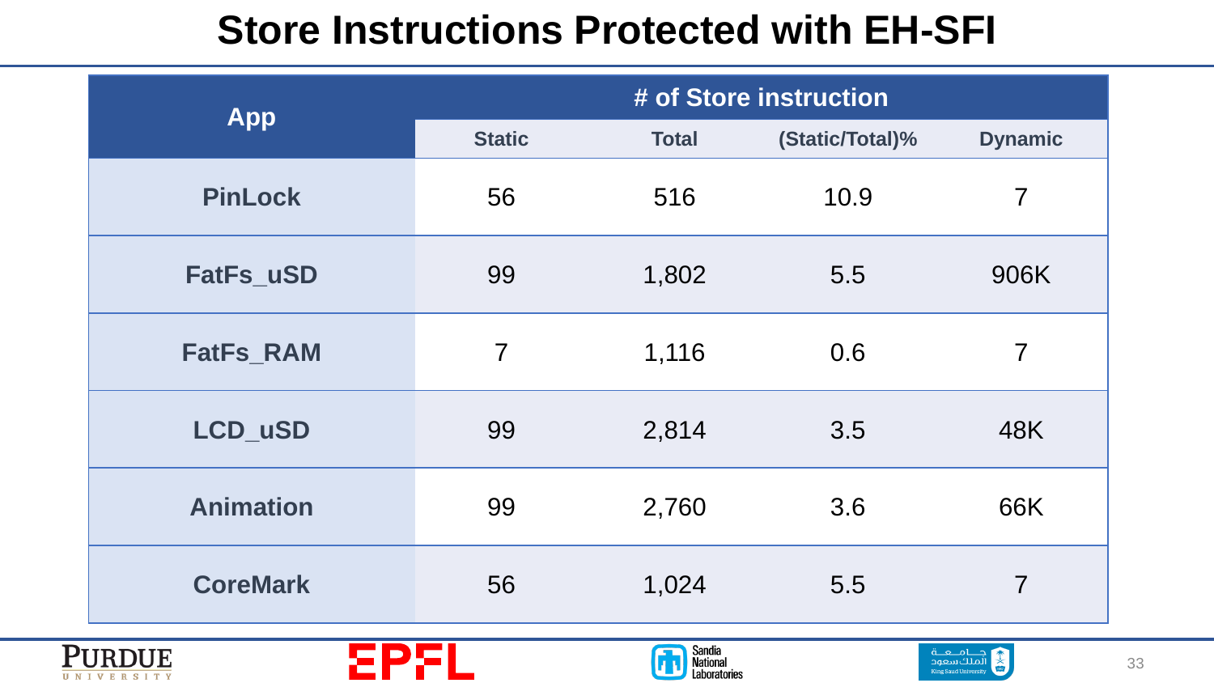# Store Instructions Protected with EH-SFI

| App | # of Store instruction | | | |
|---|---|---|---|---|
| | Static | Total | (Static/Total)% | Dynamic |
| PinLock | 56 | 516 | 10.9 | 7 |
| FatFs_uSD | 99 | 1,802 | 5.5 | 906K |
| FatFs_RAM | 7 | 1,116 | 0.6 | 7 |
| LCD_uSD | 99 | 2,814 | 3.5 | 48K |
| Animation | 99 | 2,760 | 3.6 | 66K |
| CoreMark | 56 | 1,024 | 5.5 | 7 |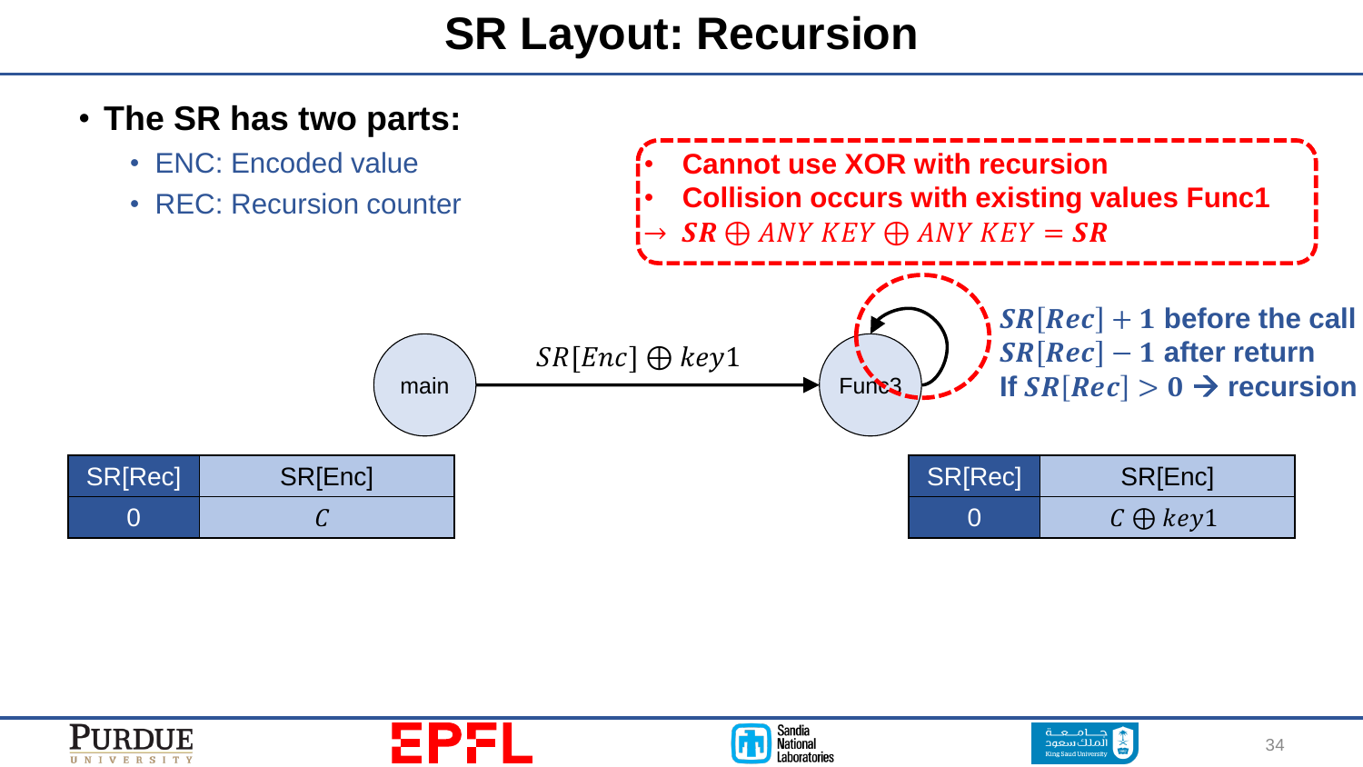# SR Layout: Recursion

- **The SR has two parts:**
  - ENC: Encoded value
  - REC: Recursion counter

- **Cannot use XOR with recursion**
- **Collision occurs with existing values Func1**

$\rightarrow$ $\boldsymbol{SR} \oplus ANY\ KEY \oplus ANY\ KEY = \boldsymbol{SR}$

main $\xrightarrow{SR[Enc] \oplus key1}$ Func3

**$SR[Rec] + 1$ before the call**
**$SR[Rec] - 1$ after return**
**If $SR[Rec] > 0$ → recursion**

| SR[Rec] | SR[Enc] |
|---|---|
| 0 | $C$ |

| SR[Rec] | SR[Enc] |
|---|---|
| 0 | $C \oplus key1$ |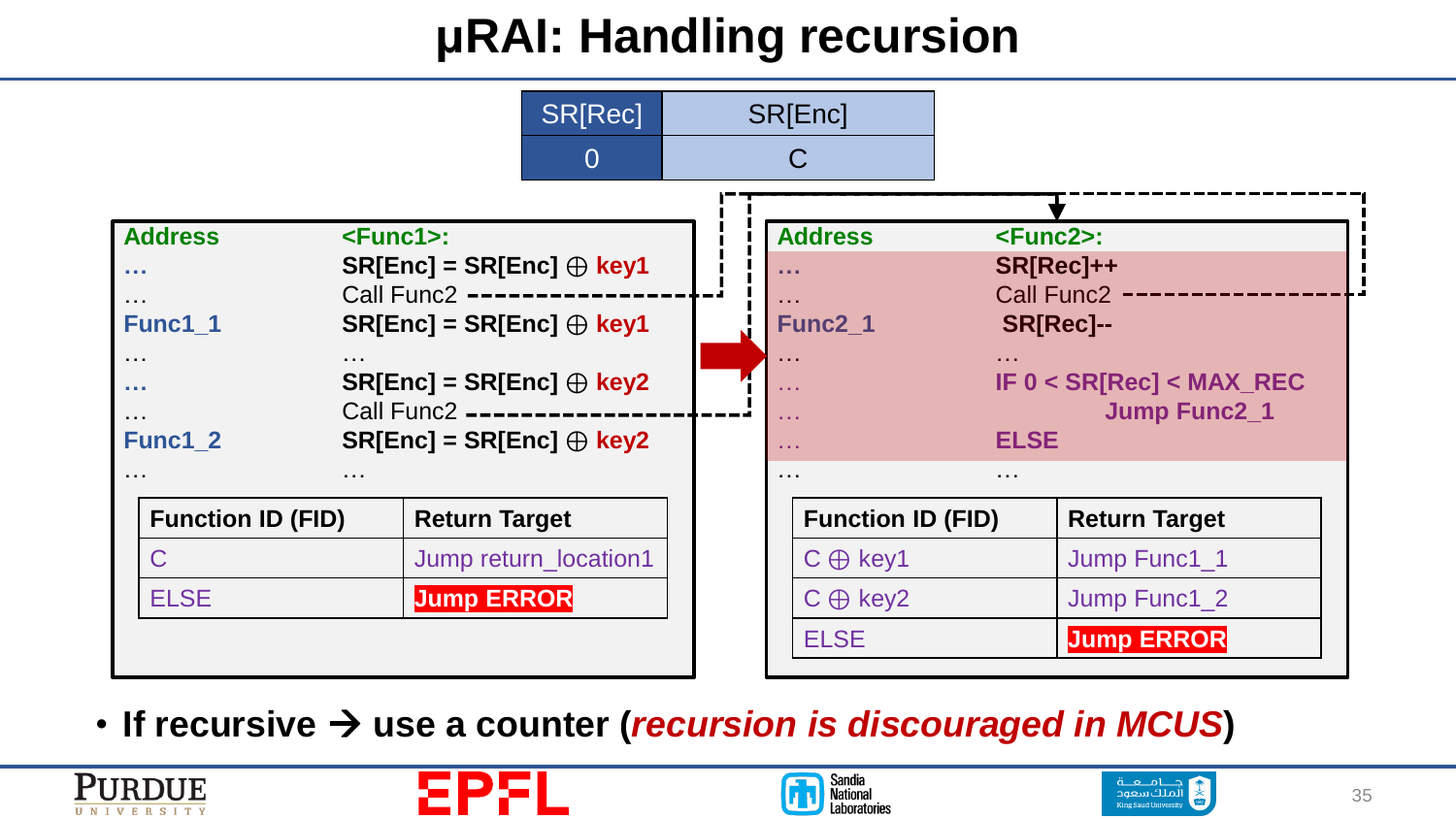# μRAI: Handling recursion

| SR[Rec] | SR[Enc] |
|---|---|
| 0 | C |

| Address | <Func1>: |
|---|---|
| … | SR[Enc] = SR[Enc] ⊕ key1 |
| … | Call Func2 |
| Func1_1 | SR[Enc] = SR[Enc] ⊕ key1 |
| … | … |
| … | SR[Enc] = SR[Enc] ⊕ key2 |
| … | Call Func2 |
| Func1_2 | SR[Enc] = SR[Enc] ⊕ key2 |
| … | … |

| Function ID (FID) | Return Target |
|---|---|
| C | Jump return_location1 |
| ELSE | Jump ERROR |

| Address | <Func2>: |
|---|---|
| … | SR[Rec]++ |
| … | Call Func2 |
| Func2_1 | SR[Rec]-- |
| … | … |
| … | IF 0 < SR[Rec] < MAX_REC |
| … | Jump Func2_1 |
| … | ELSE |
| … | … |

| Function ID (FID) | Return Target |
|---|---|
| C ⊕ key1 | Jump Func1_1 |
| C ⊕ key2 | Jump Func1_2 |
| ELSE | Jump ERROR |

- **If recursive → use a counter (*recursion is discouraged in MCUS*)**